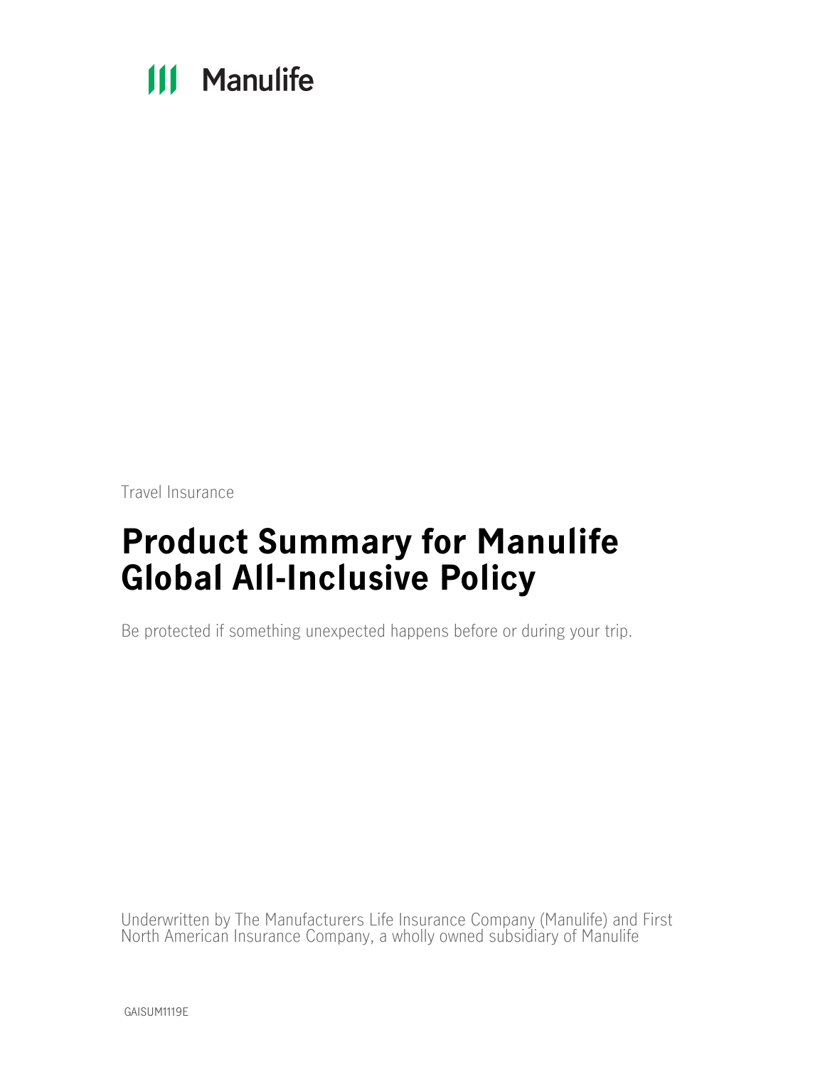Manulife

Travel Insurance

# Product Summary for Manulife Global All-Inclusive Policy

Be protected if something unexpected happens before or during your trip.

Underwritten by The Manufacturers Life Insurance Company (Manulife) and First North American Insurance Company, a wholly owned subsidiary of Manulife

GAISUM1119E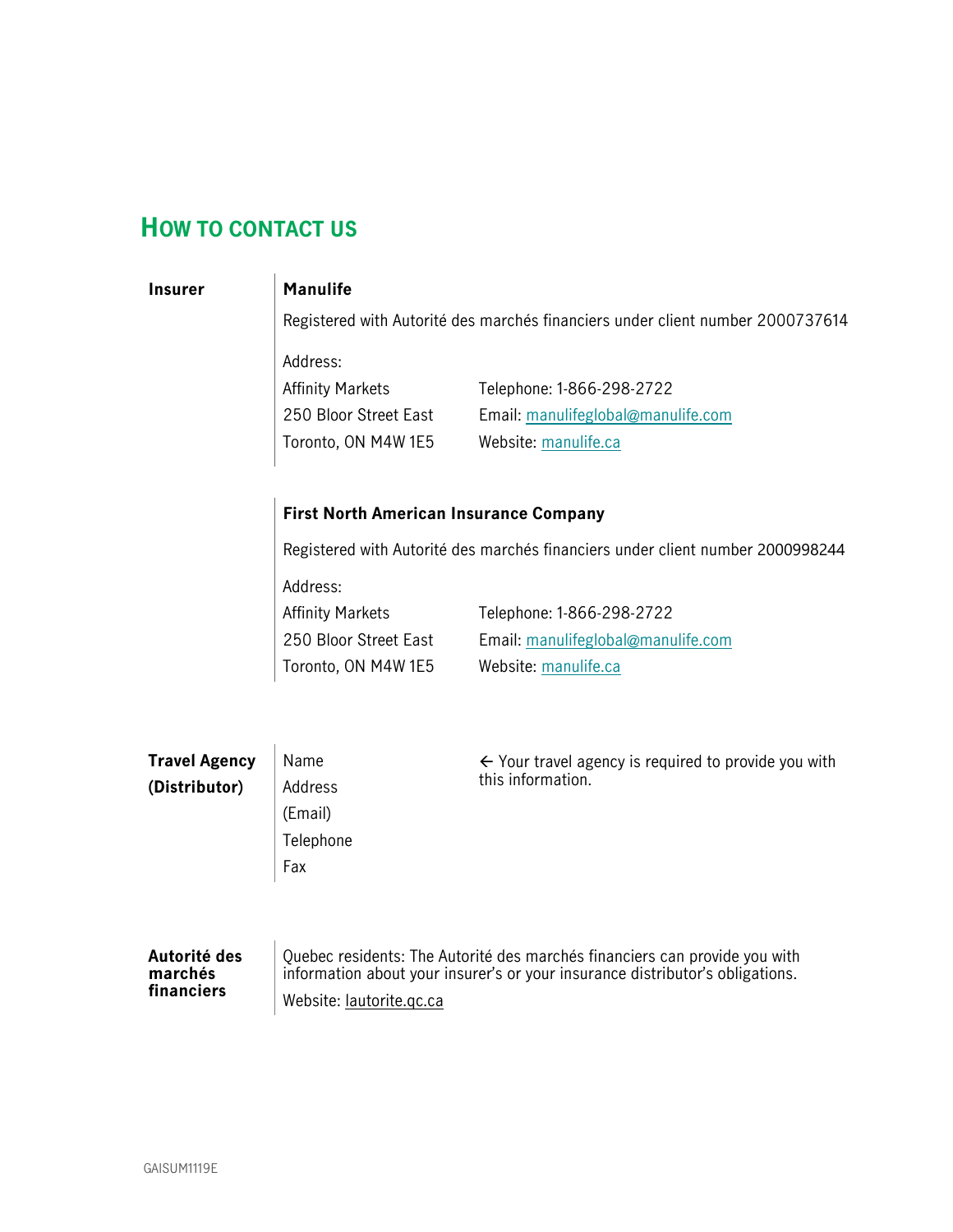## HOW TO CONTACT US

**Insurer**

**Manulife**

Registered with Autorité des marchés financiers under client number 2000737614

Address:
Affinity Markets
250 Bloor Street East
Toronto, ON M4W 1E5

Telephone: 1-866-298-2722
Email: manulifeglobal@manulife.com
Website: manulife.ca

**First North American Insurance Company**

Registered with Autorité des marchés financiers under client number 2000998244

Address:
Affinity Markets
250 Bloor Street East
Toronto, ON M4W 1E5

Telephone: 1-866-298-2722
Email: manulifeglobal@manulife.com
Website: manulife.ca

**Travel Agency (Distributor)**

Name
Address
(Email)
Telephone
Fax

← Your travel agency is required to provide you with this information.

**Autorité des marchés financiers**

Quebec residents: The Autorité des marchés financiers can provide you with information about your insurer's or your insurance distributor's obligations.

Website: lautorite.qc.ca

GAISUM1119E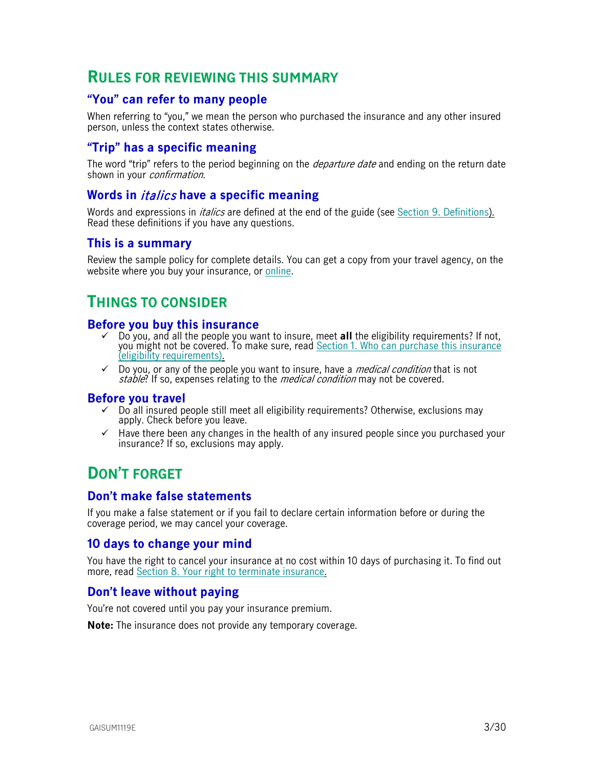# Rules for reviewing this summary

## "You" can refer to many people

When referring to "you," we mean the person who purchased the insurance and any other insured person, unless the context states otherwise.

## "Trip" has a specific meaning

The word "trip" refers to the period beginning on the *departure date* and ending on the return date shown in your *confirmation*.

## Words in *italics* have a specific meaning

Words and expressions in *italics* are defined at the end of the guide (see Section 9. Definitions). Read these definitions if you have any questions.

## This is a summary

Review the sample policy for complete details. You can get a copy from your travel agency, on the website where you buy your insurance, or online.

# Things to consider

## Before you buy this insurance

- ✓ Do you, and all the people you want to insure, meet **all** the eligibility requirements? If not, you might not be covered. To make sure, read Section 1. Who can purchase this insurance (eligibility requirements).
- ✓ Do you, or any of the people you want to insure, have a *medical condition* that is not *stable*? If so, expenses relating to the *medical condition* may not be covered.

## Before you travel

- ✓ Do all insured people still meet all eligibility requirements? Otherwise, exclusions may apply. Check before you leave.
- ✓ Have there been any changes in the health of any insured people since you purchased your insurance? If so, exclusions may apply.

# Don't forget

## Don't make false statements

If you make a false statement or if you fail to declare certain information before or during the coverage period, we may cancel your coverage.

## 10 days to change your mind

You have the right to cancel your insurance at no cost within 10 days of purchasing it. To find out more, read Section 8. Your right to terminate insurance.

## Don't leave without paying

You're not covered until you pay your insurance premium.

**Note:** The insurance does not provide any temporary coverage.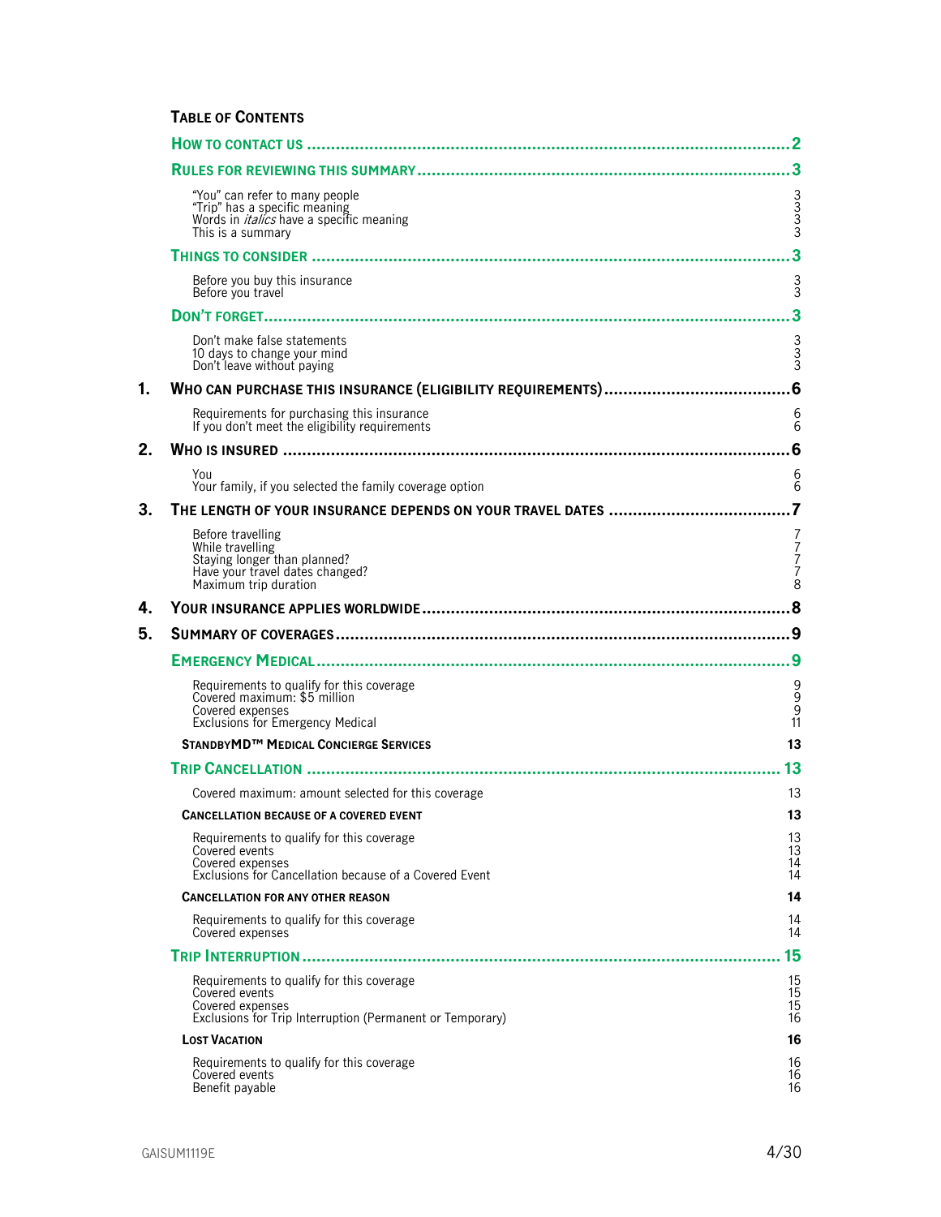**TABLE OF CONTENTS**

| | | |
|---|---|---|
| | **HOW TO CONTACT US** | **2** |
| | **RULES FOR REVIEWING THIS SUMMARY** | **3** |
| | "You" can refer to many people | 3 |
| | "Trip" has a specific meaning | 3 |
| | Words in *italics* have a specific meaning | 3 |
| | This is a summary | 3 |
| | **THINGS TO CONSIDER** | **3** |
| | Before you buy this insurance | 3 |
| | Before you travel | 3 |
| | **DON'T FORGET** | **3** |
| | Don't make false statements | 3 |
| | 10 days to change your mind | 3 |
| | Don't leave without paying | 3 |
| **1.** | **WHO CAN PURCHASE THIS INSURANCE (ELIGIBILITY REQUIREMENTS)** | **6** |
| | Requirements for purchasing this insurance | 6 |
| | If you don't meet the eligibility requirements | 6 |
| **2.** | **WHO IS INSURED** | **6** |
| | You | 6 |
| | Your family, if you selected the family coverage option | 6 |
| **3.** | **THE LENGTH OF YOUR INSURANCE DEPENDS ON YOUR TRAVEL DATES** | **7** |
| | Before travelling | 7 |
| | While travelling | 7 |
| | Staying longer than planned? | 7 |
| | Have your travel dates changed? | 7 |
| | Maximum trip duration | 8 |
| **4.** | **YOUR INSURANCE APPLIES WORLDWIDE** | **8** |
| **5.** | **SUMMARY OF COVERAGES** | **9** |
| | **EMERGENCY MEDICAL** | **9** |
| | Requirements to qualify for this coverage | 9 |
| | Covered maximum: $5 million | 9 |
| | Covered expenses | 9 |
| | Exclusions for Emergency Medical | 11 |
| | **STANDBYMD™ MEDICAL CONCIERGE SERVICES** | **13** |
| | **TRIP CANCELLATION** | **13** |
| | Covered maximum: amount selected for this coverage | 13 |
| | **CANCELLATION BECAUSE OF A COVERED EVENT** | **13** |
| | Requirements to qualify for this coverage | 13 |
| | Covered events | 13 |
| | Covered expenses | 14 |
| | Exclusions for Cancellation because of a Covered Event | 14 |
| | **CANCELLATION FOR ANY OTHER REASON** | **14** |
| | Requirements to qualify for this coverage | 14 |
| | Covered expenses | 14 |
| | **TRIP INTERRUPTION** | **15** |
| | Requirements to qualify for this coverage | 15 |
| | Covered events | 15 |
| | Covered expenses | 15 |
| | Exclusions for Trip Interruption (Permanent or Temporary) | 16 |
| | **LOST VACATION** | **16** |
| | Requirements to qualify for this coverage | 16 |
| | Covered events | 16 |
| | Benefit payable | 16 |

GAISUM1119E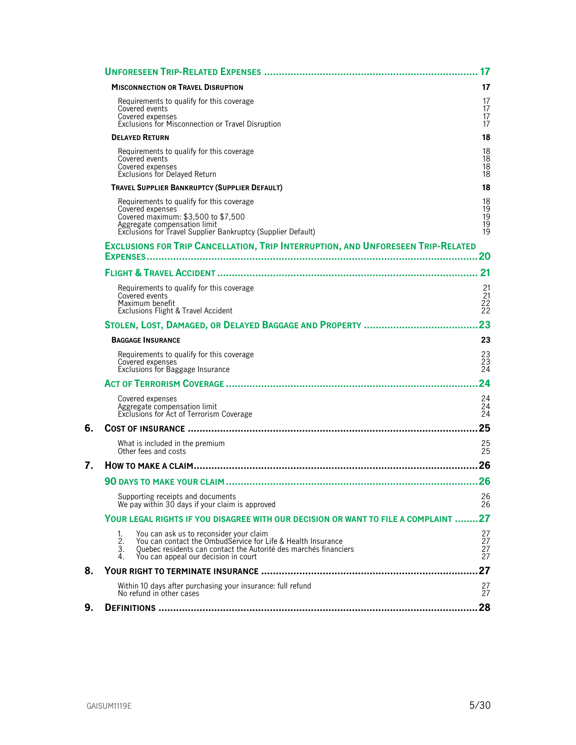| | | |
|---|---|---|
| | **UNFORESEEN TRIP-RELATED EXPENSES** | **17** |
| | **MISCONNECTION OR TRAVEL DISRUPTION** | **17** |
| | Requirements to qualify for this coverage | 17 |
| | Covered events | 17 |
| | Covered expenses | 17 |
| | Exclusions for Misconnection or Travel Disruption | 17 |
| | **DELAYED RETURN** | **18** |
| | Requirements to qualify for this coverage | 18 |
| | Covered events | 18 |
| | Covered expenses | 18 |
| | Exclusions for Delayed Return | 18 |
| | **TRAVEL SUPPLIER BANKRUPTCY (SUPPLIER DEFAULT)** | **18** |
| | Requirements to qualify for this coverage | 18 |
| | Covered expenses | 19 |
| | Covered maximum: $3,500 to $7,500 | 19 |
| | Aggregate compensation limit | 19 |
| | Exclusions for Travel Supplier Bankruptcy (Supplier Default) | 19 |
| | **EXCLUSIONS FOR TRIP CANCELLATION, TRIP INTERRUPTION, AND UNFORESEEN TRIP-RELATED EXPENSES** | **20** |
| | **FLIGHT & TRAVEL ACCIDENT** | **21** |
| | Requirements to qualify for this coverage | 21 |
| | Covered events | 21 |
| | Maximum benefit | 22 |
| | Exclusions Flight & Travel Accident | 22 |
| | **STOLEN, LOST, DAMAGED, OR DELAYED BAGGAGE AND PROPERTY** | **23** |
| | **BAGGAGE INSURANCE** | **23** |
| | Requirements to qualify for this coverage | 23 |
| | Covered expenses | 23 |
| | Exclusions for Baggage Insurance | 24 |
| | **ACT OF TERRORISM COVERAGE** | **24** |
| | Covered expenses | 24 |
| | Aggregate compensation limit | 24 |
| | Exclusions for Act of Terrorism Coverage | 24 |
| **6.** | **COST OF INSURANCE** | **25** |
| | What is included in the premium | 25 |
| | Other fees and costs | 25 |
| **7.** | **HOW TO MAKE A CLAIM** | **26** |
| | **90 DAYS TO MAKE YOUR CLAIM** | **26** |
| | Supporting receipts and documents | 26 |
| | We pay within 30 days if your claim is approved | 26 |
| | **YOUR LEGAL RIGHTS IF YOU DISAGREE WITH OUR DECISION OR WANT TO FILE A COMPLAINT** | **27** |
| | 1. You can ask us to reconsider your claim | 27 |
| | 2. You can contact the OmbudService for Life & Health Insurance | 27 |
| | 3. Quebec residents can contact the Autorité des marchés financiers | 27 |
| | 4. You can appeal our decision in court | 27 |
| **8.** | **YOUR RIGHT TO TERMINATE INSURANCE** | **27** |
| | Within 10 days after purchasing your insurance: full refund | 27 |
| | No refund in other cases | 27 |
| **9.** | **DEFINITIONS** | **28** |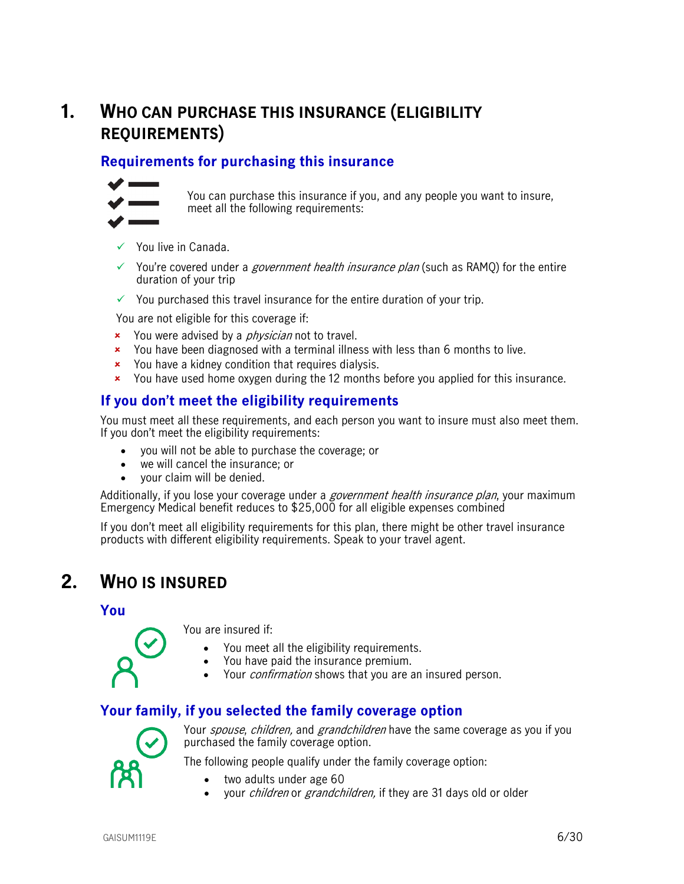## 1. WHO CAN PURCHASE THIS INSURANCE (ELIGIBILITY REQUIREMENTS)

### Requirements for purchasing this insurance

You can purchase this insurance if you, and any people you want to insure, meet all the following requirements:

- ✓ You live in Canada.
- ✓ You're covered under a *government health insurance plan* (such as RAMQ) for the entire duration of your trip
- ✓ You purchased this travel insurance for the entire duration of your trip.

You are not eligible for this coverage if:

- × You were advised by a *physician* not to travel.
- × You have been diagnosed with a terminal illness with less than 6 months to live.
- × You have a kidney condition that requires dialysis.
- × You have used home oxygen during the 12 months before you applied for this insurance.

### If you don't meet the eligibility requirements

You must meet all these requirements, and each person you want to insure must also meet them. If you don't meet the eligibility requirements:

- you will not be able to purchase the coverage; or
- we will cancel the insurance; or
- your claim will be denied.

Additionally, if you lose your coverage under a *government health insurance plan*, your maximum Emergency Medical benefit reduces to $25,000 for all eligible expenses combined

If you don't meet all eligibility requirements for this plan, there might be other travel insurance products with different eligibility requirements. Speak to your travel agent.

## 2. WHO IS INSURED

### You

You are insured if:

- You meet all the eligibility requirements.
- You have paid the insurance premium.
- Your *confirmation* shows that you are an insured person.

### Your family, if you selected the family coverage option

Your *spouse*, *children,* and *grandchildren* have the same coverage as you if you purchased the family coverage option.

The following people qualify under the family coverage option:

- two adults under age 60
- your *children* or *grandchildren,* if they are 31 days old or older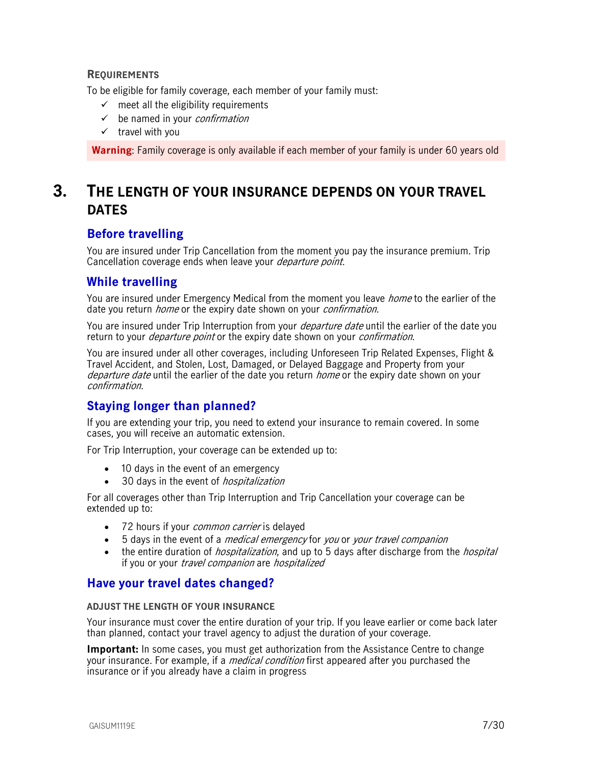**REQUIREMENTS**

To be eligible for family coverage, each member of your family must:

- ✓ meet all the eligibility requirements
- ✓ be named in your *confirmation*
- ✓ travel with you

**Warning**: Family coverage is only available if each member of your family is under 60 years old

# 3. THE LENGTH OF YOUR INSURANCE DEPENDS ON YOUR TRAVEL DATES

## Before travelling

You are insured under Trip Cancellation from the moment you pay the insurance premium. Trip Cancellation coverage ends when leave your *departure point.*

## While travelling

You are insured under Emergency Medical from the moment you leave *home* to the earlier of the date you return *home* or the expiry date shown on your *confirmation*.

You are insured under Trip Interruption from your *departure date* until the earlier of the date you return to your *departure point* or the expiry date shown on your *confirmation*.

You are insured under all other coverages, including Unforeseen Trip Related Expenses, Flight & Travel Accident, and Stolen, Lost, Damaged, or Delayed Baggage and Property from your *departure date* until the earlier of the date you return *home* or the expiry date shown on your *confirmation*.

## Staying longer than planned?

If you are extending your trip, you need to extend your insurance to remain covered. In some cases, you will receive an automatic extension.

For Trip Interruption, your coverage can be extended up to:

- 10 days in the event of an emergency
- 30 days in the event of *hospitalization*

For all coverages other than Trip Interruption and Trip Cancellation your coverage can be extended up to:

- 72 hours if your *common carrier* is delayed
- 5 days in the event of a *medical emergency* for *you* or *your travel companion*
- the entire duration of *hospitalization*, and up to 5 days after discharge from the *hospital* if you or your *travel companion* are *hospitalized*

## Have your travel dates changed?

**ADJUST THE LENGTH OF YOUR INSURANCE**

Your insurance must cover the entire duration of your trip. If you leave earlier or come back later than planned, contact your travel agency to adjust the duration of your coverage.

**Important:** In some cases, you must get authorization from the Assistance Centre to change your insurance. For example, if a *medical condition* first appeared after you purchased the insurance or if you already have a claim in progress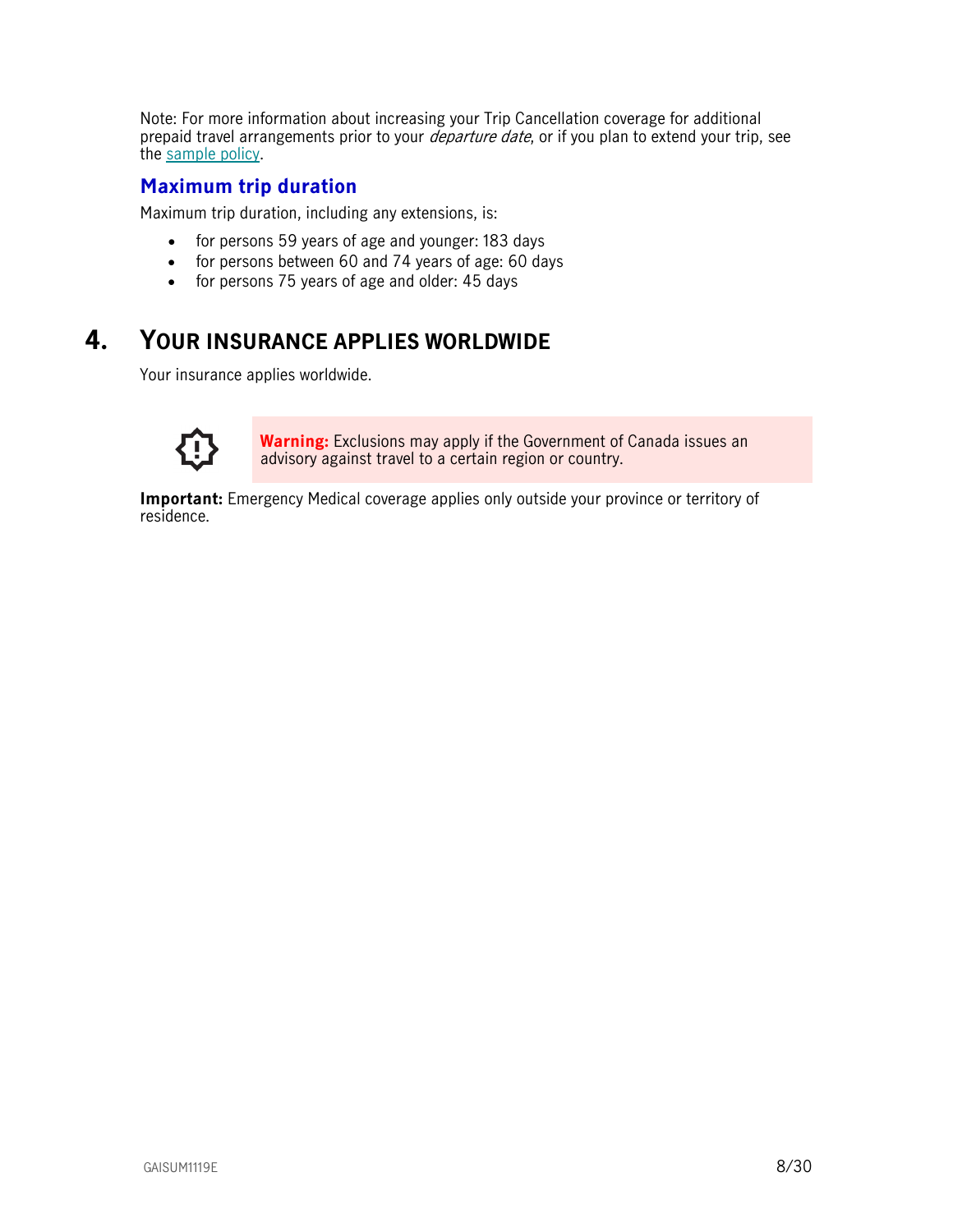Note: For more information about increasing your Trip Cancellation coverage for additional prepaid travel arrangements prior to your *departure date*, or if you plan to extend your trip, see the [sample policy](sample policy).

### Maximum trip duration

Maximum trip duration, including any extensions, is:

- for persons 59 years of age and younger: 183 days
- for persons between 60 and 74 years of age: 60 days
- for persons 75 years of age and older: 45 days

## 4. YOUR INSURANCE APPLIES WORLDWIDE

Your insurance applies worldwide.

**Warning:** Exclusions may apply if the Government of Canada issues an advisory against travel to a certain region or country.

**Important:** Emergency Medical coverage applies only outside your province or territory of residence.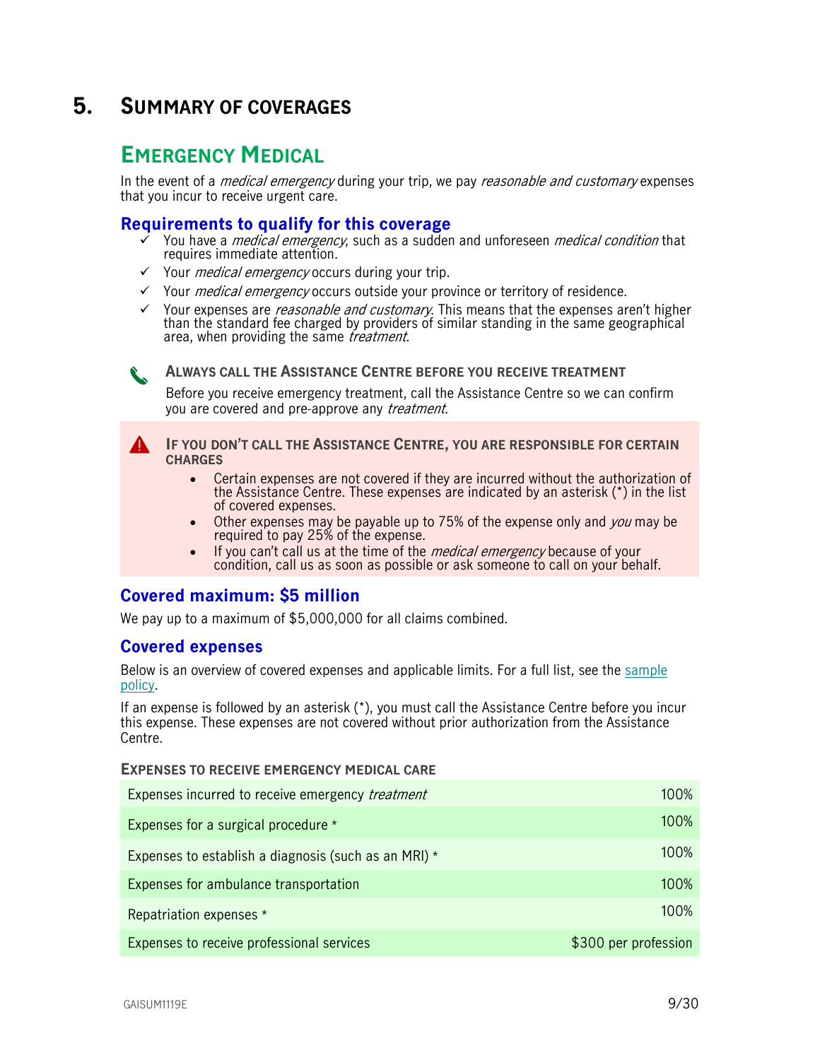# 5. Summary of coverages

## Emergency Medical

In the event of a *medical emergency* during your trip, we pay *reasonable and customary* expenses that you incur to receive urgent care.

### Requirements to qualify for this coverage

- ✓ You have a *medical emergency*, such as a sudden and unforeseen *medical condition* that requires immediate attention.
- ✓ Your *medical emergency* occurs during your trip.
- ✓ Your *medical emergency* occurs outside your province or territory of residence.
- ✓ Your expenses are *reasonable and customary*. This means that the expenses aren't higher than the standard fee charged by providers of similar standing in the same geographical area, when providing the same *treatment*.

**ALWAYS CALL THE ASSISTANCE CENTRE BEFORE YOU RECEIVE TREATMENT**

Before you receive emergency treatment, call the Assistance Centre so we can confirm you are covered and pre-approve any *treatment*.

**IF YOU DON'T CALL THE ASSISTANCE CENTRE, YOU ARE RESPONSIBLE FOR CERTAIN CHARGES**

- Certain expenses are not covered if they are incurred without the authorization of the Assistance Centre. These expenses are indicated by an asterisk (*) in the list of covered expenses.
- Other expenses may be payable up to 75% of the expense only and *you* may be required to pay 25% of the expense.
- If you can't call us at the time of the *medical emergency* because of your condition, call us as soon as possible or ask someone to call on your behalf.

### Covered maximum: $5 million

We pay up to a maximum of $5,000,000 for all claims combined.

### Covered expenses

Below is an overview of covered expenses and applicable limits. For a full list, see the sample policy.

If an expense is followed by an asterisk (*), you must call the Assistance Centre before you incur this expense. These expenses are not covered without prior authorization from the Assistance Centre.

**EXPENSES TO RECEIVE EMERGENCY MEDICAL CARE**

| Expense | Coverage |
|---|---|
| Expenses incurred to receive emergency *treatment* | 100% |
| Expenses for a surgical procedure * | 100% |
| Expenses to establish a diagnosis (such as an MRI) * | 100% |
| Expenses for ambulance transportation | 100% |
| Repatriation expenses * | 100% |
| Expenses to receive professional services | $300 per profession |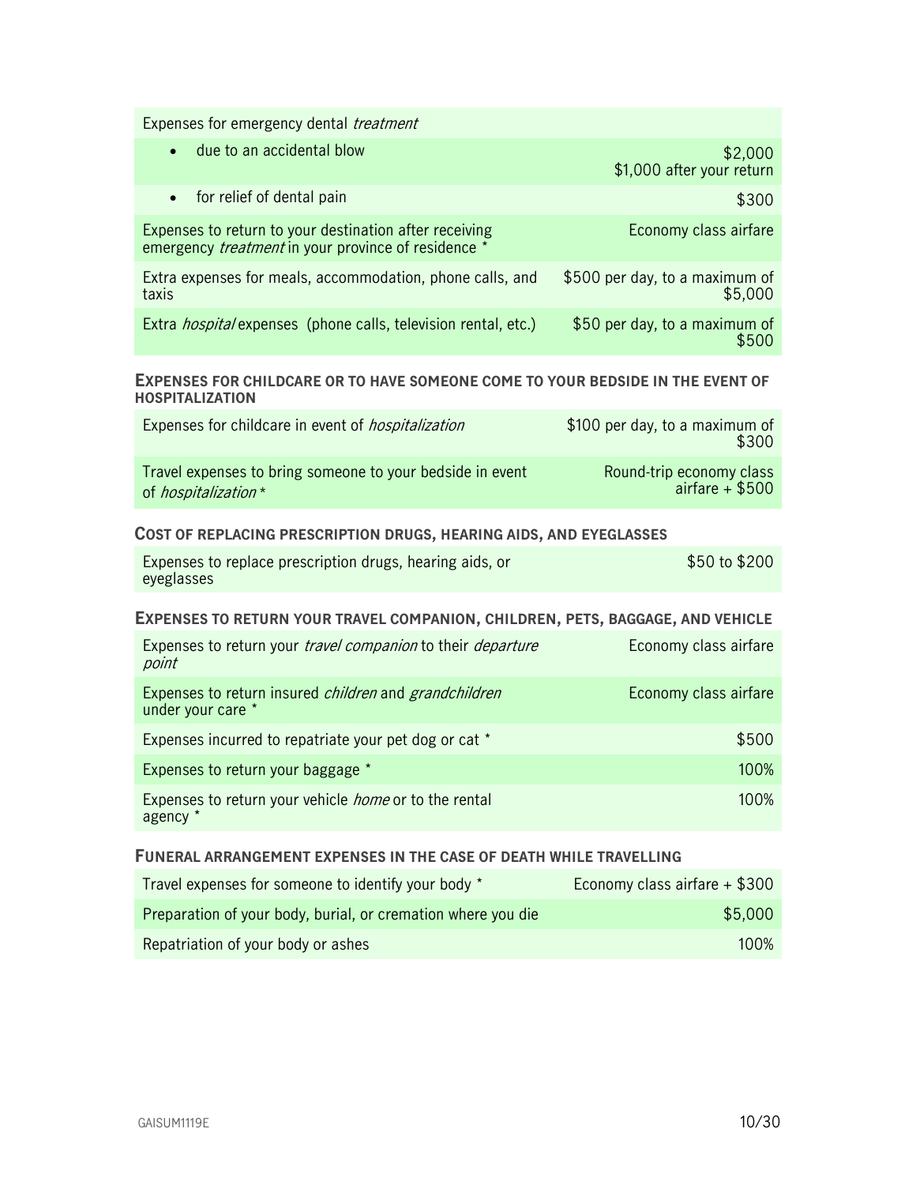| Expenses for emergency dental *treatment* | |
|---|---|
| • due to an accidental blow | $2,000<br>$1,000 after your return |
| • for relief of dental pain | $300 |
| Expenses to return to your destination after receiving emergency *treatment* in your province of residence * | Economy class airfare |
| Extra expenses for meals, accommodation, phone calls, and taxis | $500 per day, to a maximum of $5,000 |
| Extra *hospital* expenses (phone calls, television rental, etc.) | $50 per day, to a maximum of $500 |

### EXPENSES FOR CHILDCARE OR TO HAVE SOMEONE COME TO YOUR BEDSIDE IN THE EVENT OF HOSPITALIZATION

| | |
|---|---|
| Expenses for childcare in event of *hospitalization* | $100 per day, to a maximum of $300 |
| Travel expenses to bring someone to your bedside in event of *hospitalization* * | Round-trip economy class airfare + $500 |

### COST OF REPLACING PRESCRIPTION DRUGS, HEARING AIDS, AND EYEGLASSES

| | |
|---|---|
| Expenses to replace prescription drugs, hearing aids, or eyeglasses | $50 to $200 |

### EXPENSES TO RETURN YOUR TRAVEL COMPANION, CHILDREN, PETS, BAGGAGE, AND VEHICLE

| | |
|---|---|
| Expenses to return your *travel companion* to their *departure point* | Economy class airfare |
| Expenses to return insured *children* and *grandchildren* under your care * | Economy class airfare |
| Expenses incurred to repatriate your pet dog or cat * | $500 |
| Expenses to return your baggage * | 100% |
| Expenses to return your vehicle *home* or to the rental agency * | 100% |

### FUNERAL ARRANGEMENT EXPENSES IN THE CASE OF DEATH WHILE TRAVELLING

| | |
|---|---|
| Travel expenses for someone to identify your body * | Economy class airfare + $300 |
| Preparation of your body, burial, or cremation where you die | $5,000 |
| Repatriation of your body or ashes | 100% |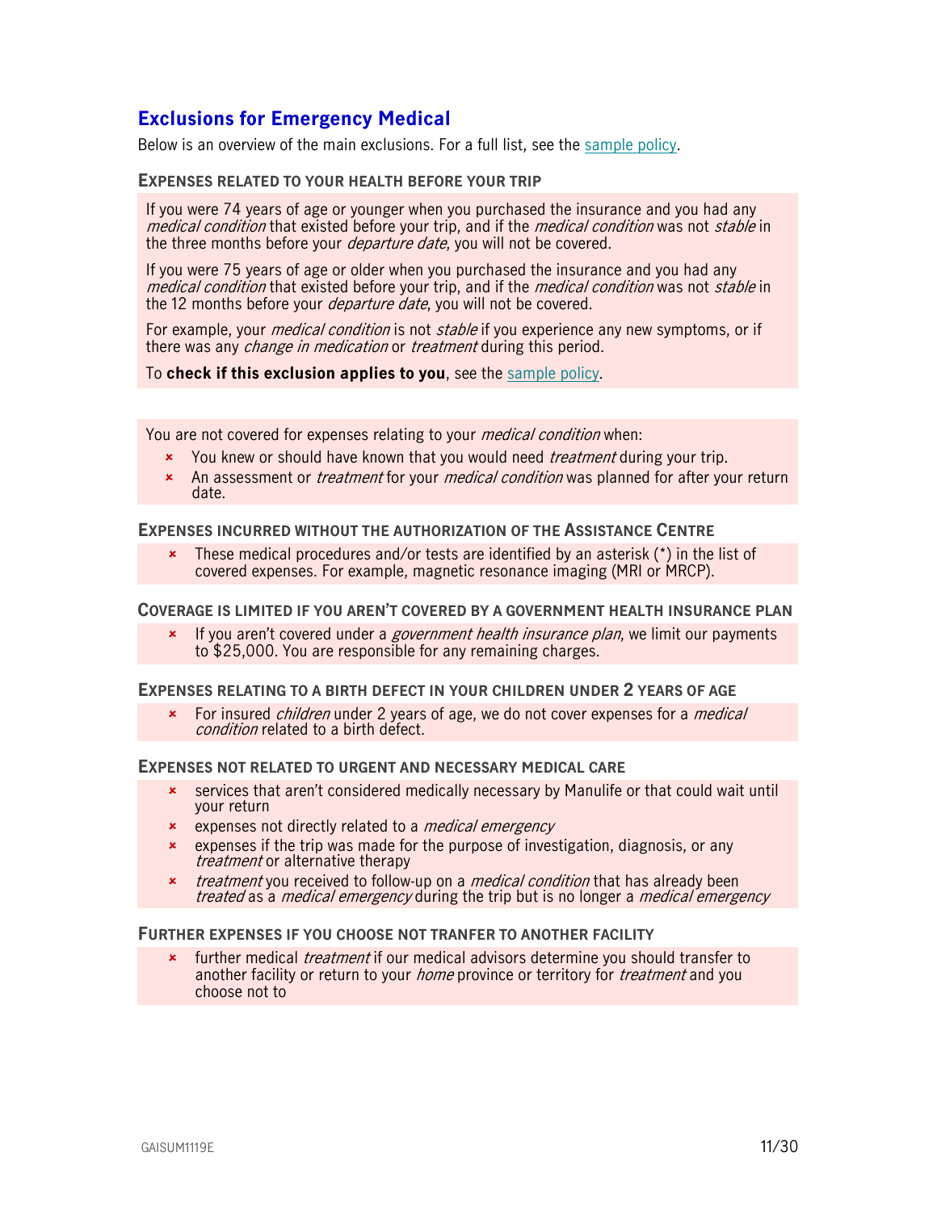## Exclusions for Emergency Medical

Below is an overview of the main exclusions. For a full list, see the sample policy.

### Expenses related to your health before your trip

If you were 74 years of age or younger when you purchased the insurance and you had any *medical condition* that existed before your trip, and if the *medical condition* was not *stable* in the three months before your *departure date*, you will not be covered.

If you were 75 years of age or older when you purchased the insurance and you had any *medical condition* that existed before your trip, and if the *medical condition* was not *stable* in the 12 months before your *departure date*, you will not be covered.

For example, your *medical condition* is not *stable* if you experience any new symptoms, or if there was any *change in medication* or *treatment* during this period.

To **check if this exclusion applies to you**, see the sample policy.

You are not covered for expenses relating to your *medical condition* when:

- ✗ You knew or should have known that you would need *treatment* during your trip.
- ✗ An assessment or *treatment* for your *medical condition* was planned for after your return date.

### Expenses incurred without the authorization of the Assistance Centre

- ✗ These medical procedures and/or tests are identified by an asterisk (*) in the list of covered expenses. For example, magnetic resonance imaging (MRI or MRCP).

### Coverage is limited if you aren't covered by a government health insurance plan

- ✗ If you aren't covered under a *government health insurance plan*, we limit our payments to $25,000. You are responsible for any remaining charges.

### Expenses relating to a birth defect in your children under 2 years of age

- ✗ For insured *children* under 2 years of age, we do not cover expenses for a *medical condition* related to a birth defect.

### Expenses not related to urgent and necessary medical care

- ✗ services that aren't considered medically necessary by Manulife or that could wait until your return
- ✗ expenses not directly related to a *medical emergency*
- ✗ expenses if the trip was made for the purpose of investigation, diagnosis, or any *treatment* or alternative therapy
- ✗ *treatment* you received to follow-up on a *medical condition* that has already been *treated* as a *medical emergency* during the trip but is no longer a *medical emergency*

### Further expenses if you choose not tranfer to another facility

- ✗ further medical *treatment* if our medical advisors determine you should transfer to another facility or return to your *home* province or territory for *treatment* and you choose not to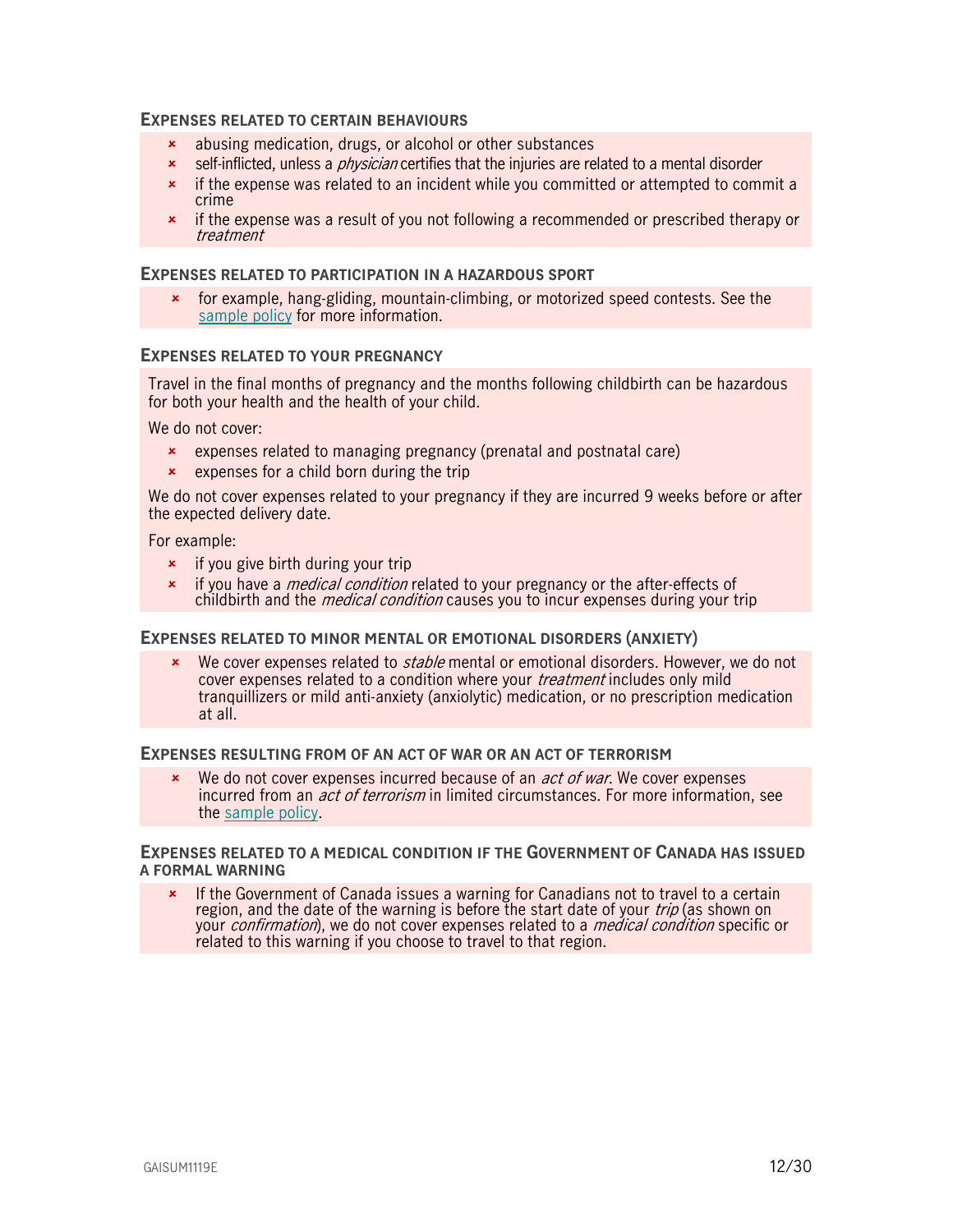#### Expenses related to certain behaviours

- abusing medication, drugs, or alcohol or other substances
- self-inflicted, unless a *physician* certifies that the injuries are related to a mental disorder
- if the expense was related to an incident while you committed or attempted to commit a crime
- if the expense was a result of you not following a recommended or prescribed therapy or *treatment*

#### Expenses related to participation in a hazardous sport

- for example, hang-gliding, mountain-climbing, or motorized speed contests. See the sample policy for more information.

#### Expenses related to your pregnancy

Travel in the final months of pregnancy and the months following childbirth can be hazardous for both your health and the health of your child.

We do not cover:

- expenses related to managing pregnancy (prenatal and postnatal care)
- expenses for a child born during the trip

We do not cover expenses related to your pregnancy if they are incurred 9 weeks before or after the expected delivery date.

For example:

- if you give birth during your trip
- if you have a *medical condition* related to your pregnancy or the after-effects of childbirth and the *medical condition* causes you to incur expenses during your trip

#### Expenses related to minor mental or emotional disorders (anxiety)

- We cover expenses related to *stable* mental or emotional disorders. However, we do not cover expenses related to a condition where your *treatment* includes only mild tranquillizers or mild anti-anxiety (anxiolytic) medication, or no prescription medication at all.

#### Expenses resulting from of an act of war or an act of terrorism

- We do not cover expenses incurred because of an *act of war*. We cover expenses incurred from an *act of terrorism* in limited circumstances. For more information, see the sample policy.

#### Expenses related to a medical condition if the Government of Canada has issued a formal warning

- If the Government of Canada issues a warning for Canadians not to travel to a certain region, and the date of the warning is before the start date of your *trip* (as shown on your *confirmation*), we do not cover expenses related to a *medical condition* specific or related to this warning if you choose to travel to that region.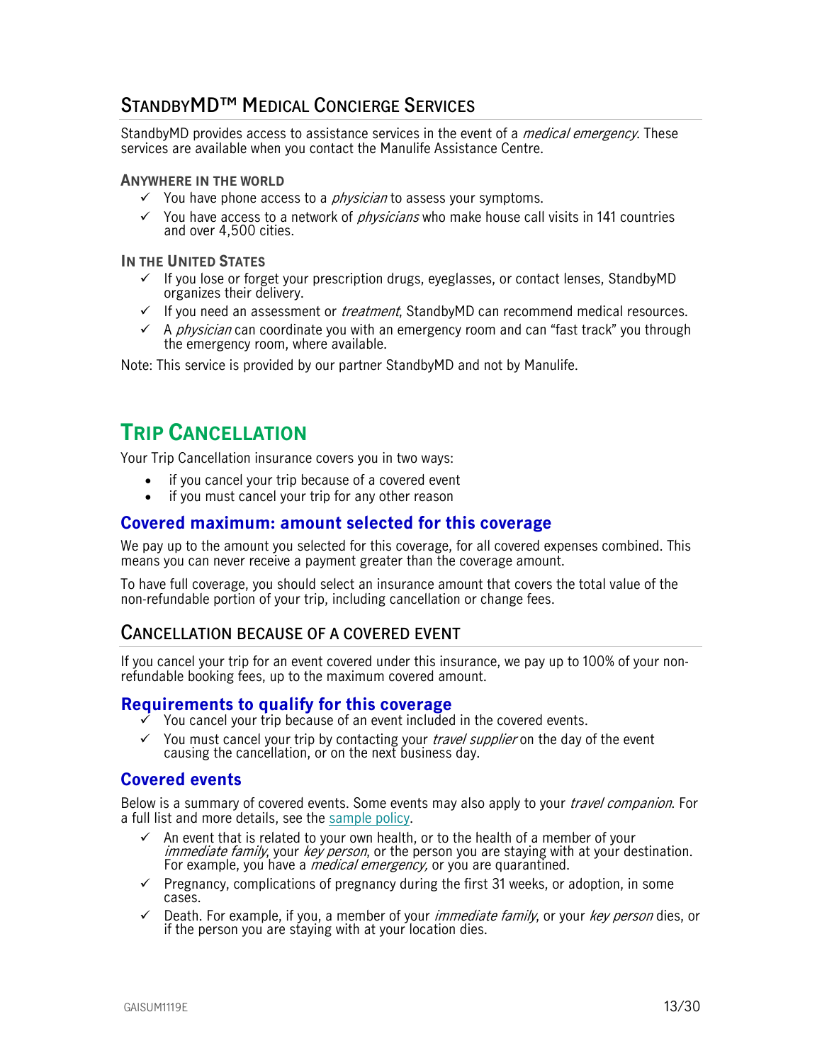## StandbyMD™ Medical Concierge Services

StandbyMD provides access to assistance services in the event of a *medical emergency*. These services are available when you contact the Manulife Assistance Centre.

**Anywhere in the world**

- ✓ You have phone access to a *physician* to assess your symptoms.
- ✓ You have access to a network of *physicians* who make house call visits in 141 countries and over 4,500 cities.

**In the United States**

- ✓ If you lose or forget your prescription drugs, eyeglasses, or contact lenses, StandbyMD organizes their delivery.
- ✓ If you need an assessment or *treatment*, StandbyMD can recommend medical resources.
- ✓ A *physician* can coordinate you with an emergency room and can "fast track" you through the emergency room, where available.

Note: This service is provided by our partner StandbyMD and not by Manulife.

# Trip Cancellation

Your Trip Cancellation insurance covers you in two ways:

- if you cancel your trip because of a covered event
- if you must cancel your trip for any other reason

### Covered maximum: amount selected for this coverage

We pay up to the amount you selected for this coverage, for all covered expenses combined. This means you can never receive a payment greater than the coverage amount.

To have full coverage, you should select an insurance amount that covers the total value of the non-refundable portion of your trip, including cancellation or change fees.

## Cancellation because of a covered event

If you cancel your trip for an event covered under this insurance, we pay up to 100% of your non-refundable booking fees, up to the maximum covered amount.

### Requirements to qualify for this coverage

- ✓ You cancel your trip because of an event included in the covered events.
- ✓ You must cancel your trip by contacting your *travel supplier* on the day of the event causing the cancellation, or on the next business day.

### Covered events

Below is a summary of covered events. Some events may also apply to your *travel companion*. For a full list and more details, see the sample policy.

- ✓ An event that is related to your own health, or to the health of a member of your *immediate family*, your *key person*, or the person you are staying with at your destination. For example, you have a *medical emergency*, or you are quarantined.
- ✓ Pregnancy, complications of pregnancy during the first 31 weeks, or adoption, in some cases.
- ✓ Death. For example, if you, a member of your *immediate family*, or your *key person* dies, or if the person you are staying with at your location dies.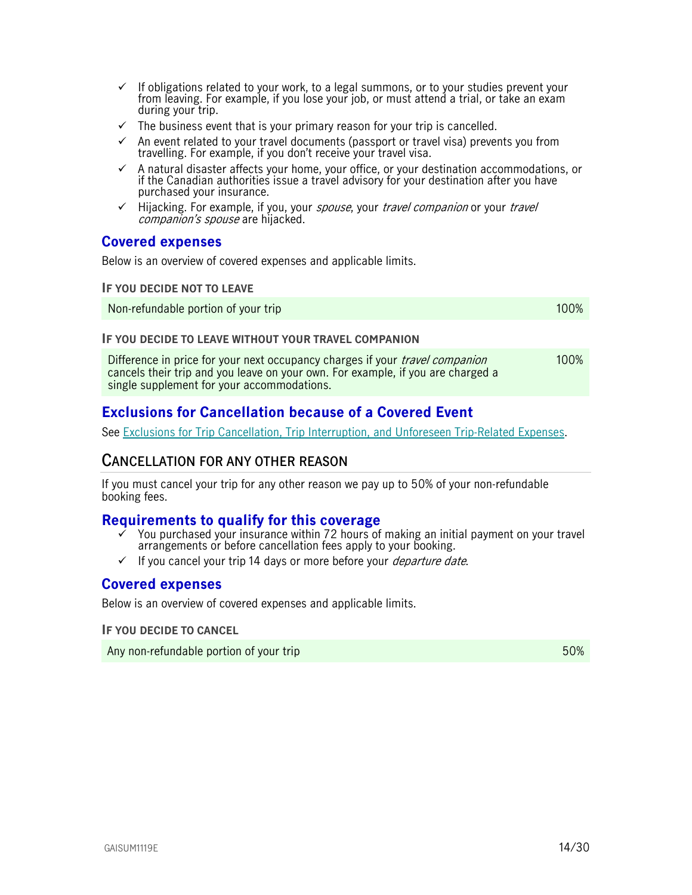- ✓ If obligations related to your work, to a legal summons, or to your studies prevent your from leaving. For example, if you lose your job, or must attend a trial, or take an exam during your trip.
- ✓ The business event that is your primary reason for your trip is cancelled.
- ✓ An event related to your travel documents (passport or travel visa) prevents you from travelling. For example, if you don't receive your travel visa.
- ✓ A natural disaster affects your home, your office, or your destination accommodations, or if the Canadian authorities issue a travel advisory for your destination after you have purchased your insurance.
- ✓ Hijacking. For example, if you, your *spouse*, your *travel companion* or your *travel companion's spouse* are hijacked.

### Covered expenses

Below is an overview of covered expenses and applicable limits.

**IF YOU DECIDE NOT TO LEAVE**

| | |
|---|---|
| Non-refundable portion of your trip | 100% |

**IF YOU DECIDE TO LEAVE WITHOUT YOUR TRAVEL COMPANION**

| | |
|---|---|
| Difference in price for your next occupancy charges if your *travel companion* cancels their trip and you leave on your own. For example, if you are charged a single supplement for your accommodations. | 100% |

### Exclusions for Cancellation because of a Covered Event

See Exclusions for Trip Cancellation, Trip Interruption, and Unforeseen Trip-Related Expenses.

## CANCELLATION FOR ANY OTHER REASON

If you must cancel your trip for any other reason we pay up to 50% of your non-refundable booking fees.

### Requirements to qualify for this coverage

- ✓ You purchased your insurance within 72 hours of making an initial payment on your travel arrangements or before cancellation fees apply to your booking.
- ✓ If you cancel your trip 14 days or more before your *departure date*.

### Covered expenses

Below is an overview of covered expenses and applicable limits.

**IF YOU DECIDE TO CANCEL**

| | |
|---|---|
| Any non-refundable portion of your trip | 50% |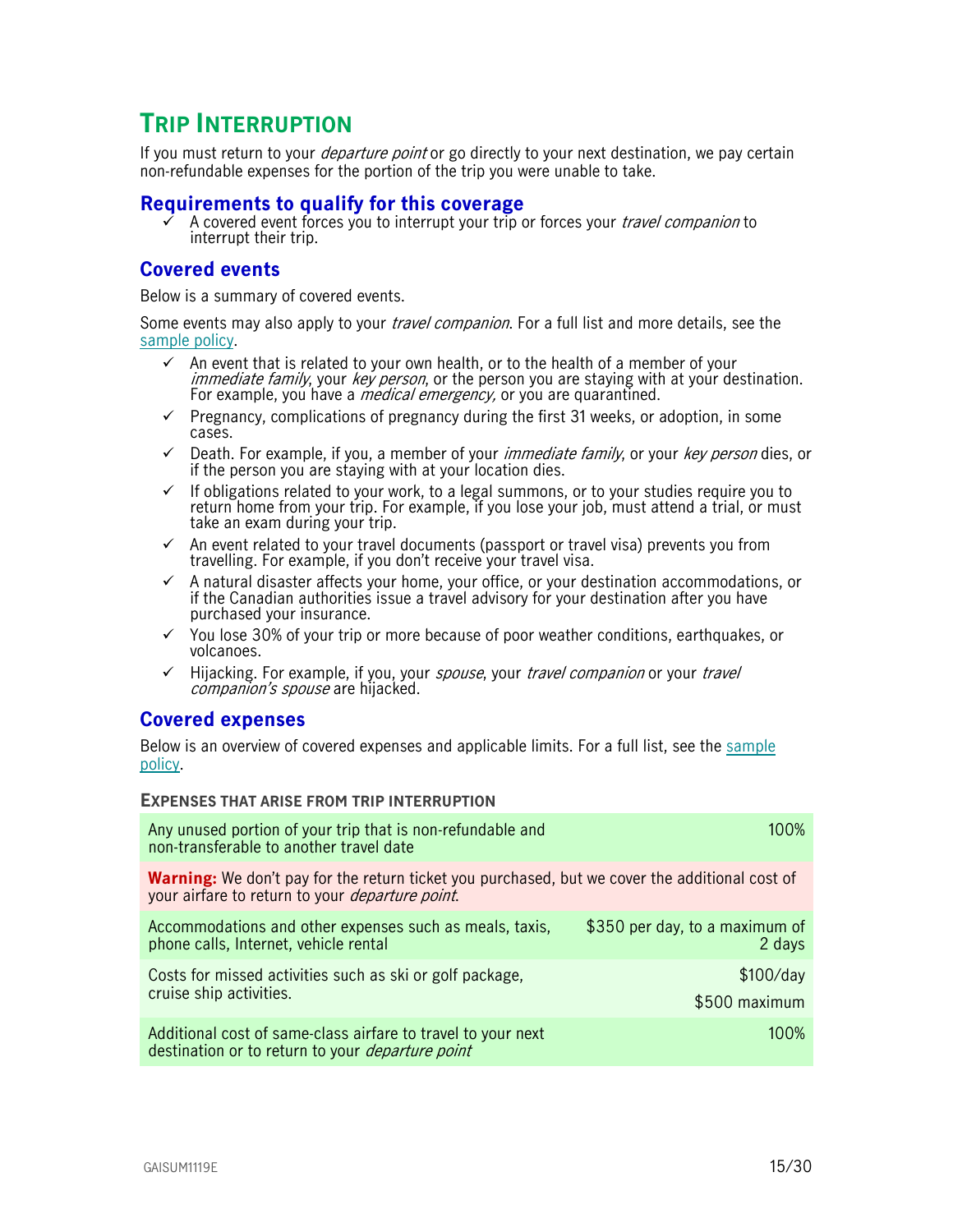## Trip Interruption

If you must return to your *departure point* or go directly to your next destination, we pay certain non-refundable expenses for the portion of the trip you were unable to take.

### Requirements to qualify for this coverage

- ✓ A covered event forces you to interrupt your trip or forces your *travel companion* to interrupt their trip.

### Covered events

Below is a summary of covered events.

Some events may also apply to your *travel companion*. For a full list and more details, see the sample policy.

- ✓ An event that is related to your own health, or to the health of a member of your *immediate family*, your *key person*, or the person you are staying with at your destination. For example, you have a *medical emergency,* or you are quarantined.
- ✓ Pregnancy, complications of pregnancy during the first 31 weeks, or adoption, in some cases.
- ✓ Death. For example, if you, a member of your *immediate family*, or your *key person* dies, or if the person you are staying with at your location dies.
- ✓ If obligations related to your work, to a legal summons, or to your studies require you to return home from your trip. For example, if you lose your job, must attend a trial, or must take an exam during your trip.
- ✓ An event related to your travel documents (passport or travel visa) prevents you from travelling. For example, if you don't receive your travel visa.
- ✓ A natural disaster affects your home, your office, or your destination accommodations, or if the Canadian authorities issue a travel advisory for your destination after you have purchased your insurance.
- ✓ You lose 30% of your trip or more because of poor weather conditions, earthquakes, or volcanoes.
- ✓ Hijacking. For example, if you, your *spouse*, your *travel companion* or your *travel companion's spouse* are hijacked.

### Covered expenses

Below is an overview of covered expenses and applicable limits. For a full list, see the sample policy.

#### Expenses that arise from trip interruption

| Expense | Limit |
|---|---|
| Any unused portion of your trip that is non-refundable and non-transferable to another travel date | 100% |
| **Warning:** We don't pay for the return ticket you purchased, but we cover the additional cost of your airfare to return to your *departure point*. | |
| Accommodations and other expenses such as meals, taxis, phone calls, Internet, vehicle rental | $350 per day, to a maximum of 2 days |
| Costs for missed activities such as ski or golf package, cruise ship activities. | $100/day<br>$500 maximum |
| Additional cost of same-class airfare to travel to your next destination or to return to your *departure point* | 100% |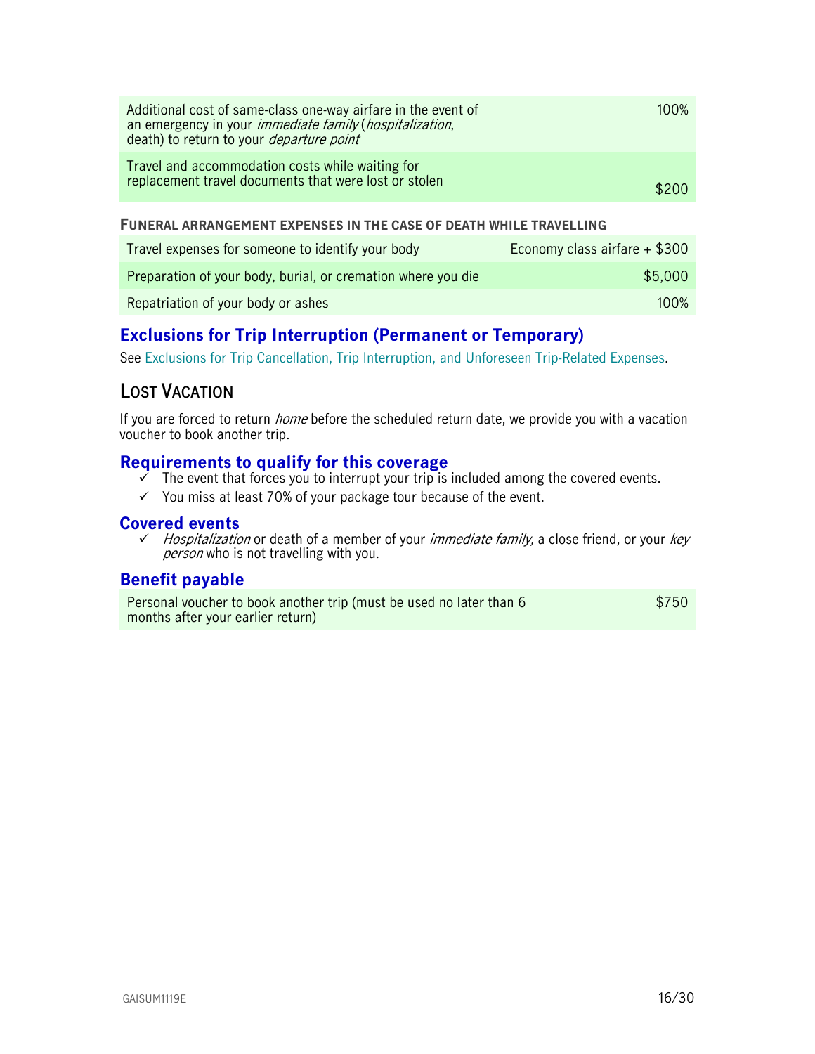| | |
|---|---|
| Additional cost of same-class one-way airfare in the event of an emergency in your *immediate family* (*hospitalization*, death) to return to your *departure point* | 100% |
| Travel and accommodation costs while waiting for replacement travel documents that were lost or stolen | $200 |

**FUNERAL ARRANGEMENT EXPENSES IN THE CASE OF DEATH WHILE TRAVELLING**

| | |
|---|---|
| Travel expenses for someone to identify your body | Economy class airfare + $300 |
| Preparation of your body, burial, or cremation where you die | $5,000 |
| Repatriation of your body or ashes | 100% |

### Exclusions for Trip Interruption (Permanent or Temporary)

See Exclusions for Trip Cancellation, Trip Interruption, and Unforeseen Trip-Related Expenses.

## LOST VACATION

If you are forced to return *home* before the scheduled return date, we provide you with a vacation voucher to book another trip.

### Requirements to qualify for this coverage

- ✓ The event that forces you to interrupt your trip is included among the covered events.
- ✓ You miss at least 70% of your package tour because of the event.

### Covered events

- ✓ *Hospitalization* or death of a member of your *immediate family,* a close friend, or your *key person* who is not travelling with you.

### Benefit payable

| | |
|---|---|
| Personal voucher to book another trip (must be used no later than 6 months after your earlier return) | $750 |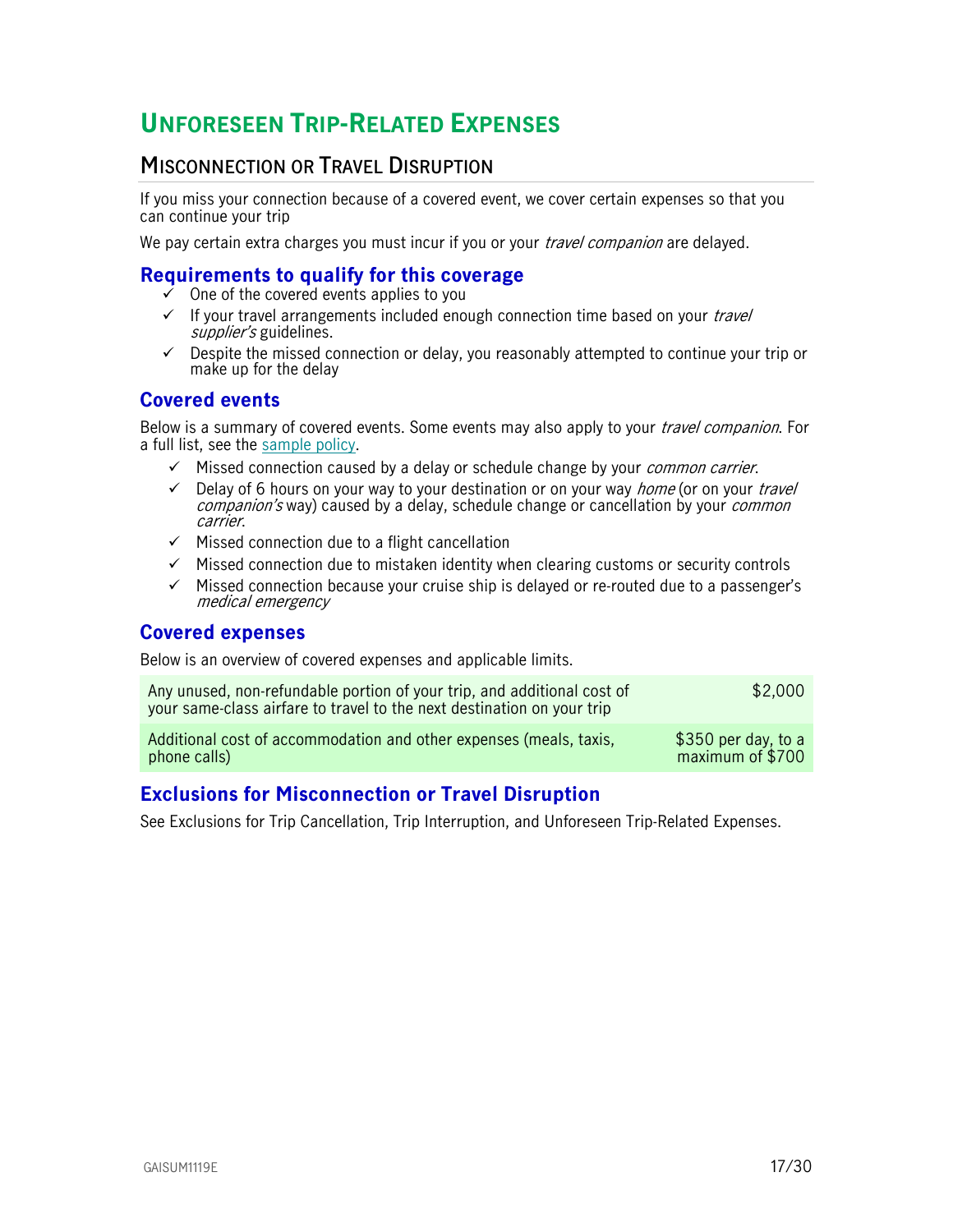# Unforeseen Trip-Related Expenses

## Misconnection or Travel Disruption

If you miss your connection because of a covered event, we cover certain expenses so that you can continue your trip

We pay certain extra charges you must incur if you or your *travel companion* are delayed.

### Requirements to qualify for this coverage

- ✓ One of the covered events applies to you
- ✓ If your travel arrangements included enough connection time based on your *travel supplier's* guidelines.
- ✓ Despite the missed connection or delay, you reasonably attempted to continue your trip or make up for the delay

### Covered events

Below is a summary of covered events. Some events may also apply to your *travel companion*. For a full list, see the sample policy.

- ✓ Missed connection caused by a delay or schedule change by your *common carrier*.
- ✓ Delay of 6 hours on your way to your destination or on your way *home* (or on your *travel companion's* way) caused by a delay, schedule change or cancellation by your *common carrier*.
- ✓ Missed connection due to a flight cancellation
- ✓ Missed connection due to mistaken identity when clearing customs or security controls
- ✓ Missed connection because your cruise ship is delayed or re-routed due to a passenger's *medical emergency*

### Covered expenses

Below is an overview of covered expenses and applicable limits.

| | |
|---|---|
| Any unused, non-refundable portion of your trip, and additional cost of your same-class airfare to travel to the next destination on your trip | $2,000 |
| Additional cost of accommodation and other expenses (meals, taxis, phone calls) | $350 per day, to a maximum of $700 |

### Exclusions for Misconnection or Travel Disruption

See Exclusions for Trip Cancellation, Trip Interruption, and Unforeseen Trip-Related Expenses.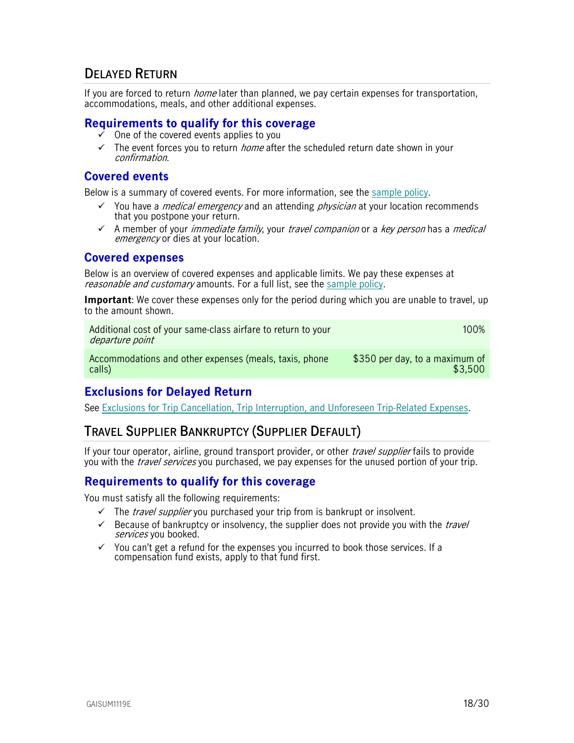## Delayed Return

If you are forced to return *home* later than planned, we pay certain expenses for transportation, accommodations, meals, and other additional expenses.

### Requirements to qualify for this coverage

- ✓ One of the covered events applies to you
- ✓ The event forces you to return *home* after the scheduled return date shown in your *confirmation*.

### Covered events

Below is a summary of covered events. For more information, see the sample policy.

- ✓ You have a *medical emergency* and an attending *physician* at your location recommends that you postpone your return.
- ✓ A member of your *immediate family*, your *travel companion* or a *key person* has a *medical emergency* or dies at your location.

### Covered expenses

Below is an overview of covered expenses and applicable limits. We pay these expenses at *reasonable and customary* amounts. For a full list, see the sample policy.

**Important**: We cover these expenses only for the period during which you are unable to travel, up to the amount shown.

| Expense | Limit |
| --- | --- |
| Additional cost of your same-class airfare to return to your *departure point* | 100% |
| Accommodations and other expenses (meals, taxis, phone calls) | $350 per day, to a maximum of $3,500 |

### Exclusions for Delayed Return

See Exclusions for Trip Cancellation, Trip Interruption, and Unforeseen Trip-Related Expenses.

## Travel Supplier Bankruptcy (Supplier Default)

If your tour operator, airline, ground transport provider, or other *travel supplier* fails to provide you with the *travel services* you purchased, we pay expenses for the unused portion of your trip.

### Requirements to qualify for this coverage

You must satisfy all the following requirements:

- ✓ The *travel supplier* you purchased your trip from is bankrupt or insolvent.
- ✓ Because of bankruptcy or insolvency, the supplier does not provide you with the *travel services* you booked.
- ✓ You can't get a refund for the expenses you incurred to book those services. If a compensation fund exists, apply to that fund first.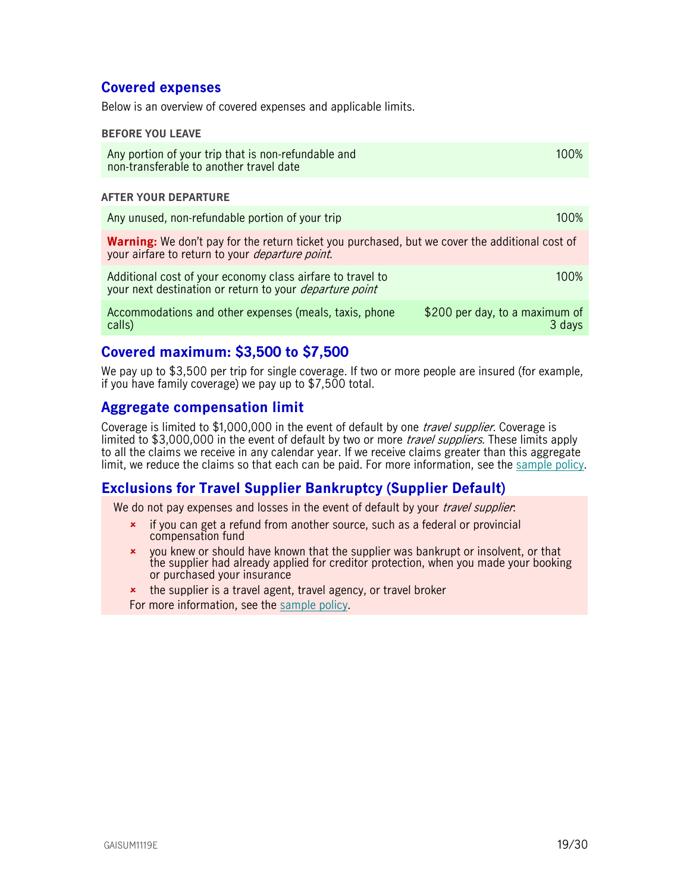## Covered expenses

Below is an overview of covered expenses and applicable limits.

**BEFORE YOU LEAVE**

| | |
|---|---|
| Any portion of your trip that is non-refundable and non-transferable to another travel date | 100% |

**AFTER YOUR DEPARTURE**

| | |
|---|---|
| Any unused, non-refundable portion of your trip | 100% |
| **Warning:** We don't pay for the return ticket you purchased, but we cover the additional cost of your airfare to return to your *departure point*. | |
| Additional cost of your economy class airfare to travel to your next destination or return to your *departure point* | 100% |
| Accommodations and other expenses (meals, taxis, phone calls) | $200 per day, to a maximum of 3 days |

## Covered maximum: $3,500 to $7,500

We pay up to $3,500 per trip for single coverage. If two or more people are insured (for example, if you have family coverage) we pay up to $7,500 total.

## Aggregate compensation limit

Coverage is limited to $1,000,000 in the event of default by one *travel supplier*. Coverage is limited to $3,000,000 in the event of default by two or more *travel suppliers*. These limits apply to all the claims we receive in any calendar year. If we receive claims greater than this aggregate limit, we reduce the claims so that each can be paid. For more information, see the sample policy.

## Exclusions for Travel Supplier Bankruptcy (Supplier Default)

We do not pay expenses and losses in the event of default by your *travel supplier*:

- if you can get a refund from another source, such as a federal or provincial compensation fund
- you knew or should have known that the supplier was bankrupt or insolvent, or that the supplier had already applied for creditor protection, when you made your booking or purchased your insurance
- the supplier is a travel agent, travel agency, or travel broker

For more information, see the sample policy.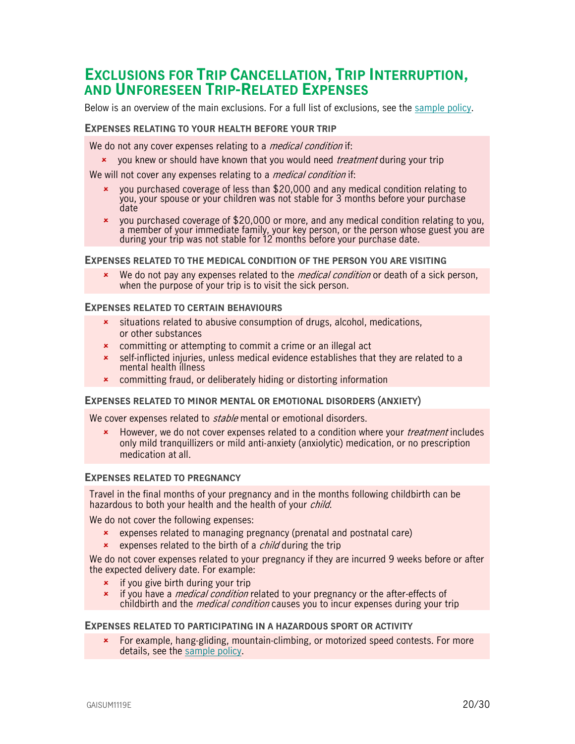# Exclusions for Trip Cancellation, Trip Interruption, and Unforeseen Trip-Related Expenses

Below is an overview of the main exclusions. For a full list of exclusions, see the sample policy.

### Expenses relating to your health before your trip

We do not any cover expenses relating to a *medical condition* if:

- you knew or should have known that you would need *treatment* during your trip

We will not cover any expenses relating to a *medical condition* if:

- you purchased coverage of less than $20,000 and any medical condition relating to you, your spouse or your children was not stable for 3 months before your purchase date
- you purchased coverage of $20,000 or more, and any medical condition relating to you, a member of your immediate family, your key person, or the person whose guest you are during your trip was not stable for 12 months before your purchase date.

### Expenses related to the medical condition of the person you are visiting

- We do not pay any expenses related to the *medical condition* or death of a sick person, when the purpose of your trip is to visit the sick person.

### Expenses related to certain behaviours

- situations related to abusive consumption of drugs, alcohol, medications, or other substances
- committing or attempting to commit a crime or an illegal act
- self-inflicted injuries, unless medical evidence establishes that they are related to a mental health illness
- committing fraud, or deliberately hiding or distorting information

### Expenses related to minor mental or emotional disorders (anxiety)

We cover expenses related to *stable* mental or emotional disorders.

- However, we do not cover expenses related to a condition where your *treatment* includes only mild tranquillizers or mild anti-anxiety (anxiolytic) medication, or no prescription medication at all.

### Expenses related to pregnancy

Travel in the final months of your pregnancy and in the months following childbirth can be hazardous to both your health and the health of your *child*.

We do not cover the following expenses:

- expenses related to managing pregnancy (prenatal and postnatal care)
- expenses related to the birth of a *child* during the trip

We do not cover expenses related to your pregnancy if they are incurred 9 weeks before or after the expected delivery date. For example:

- if you give birth during your trip
- if you have a *medical condition* related to your pregnancy or the after-effects of childbirth and the *medical condition* causes you to incur expenses during your trip

### Expenses related to participating in a hazardous sport or activity

- For example, hang-gliding, mountain-climbing, or motorized speed contests. For more details, see the sample policy.

GAISUM1119E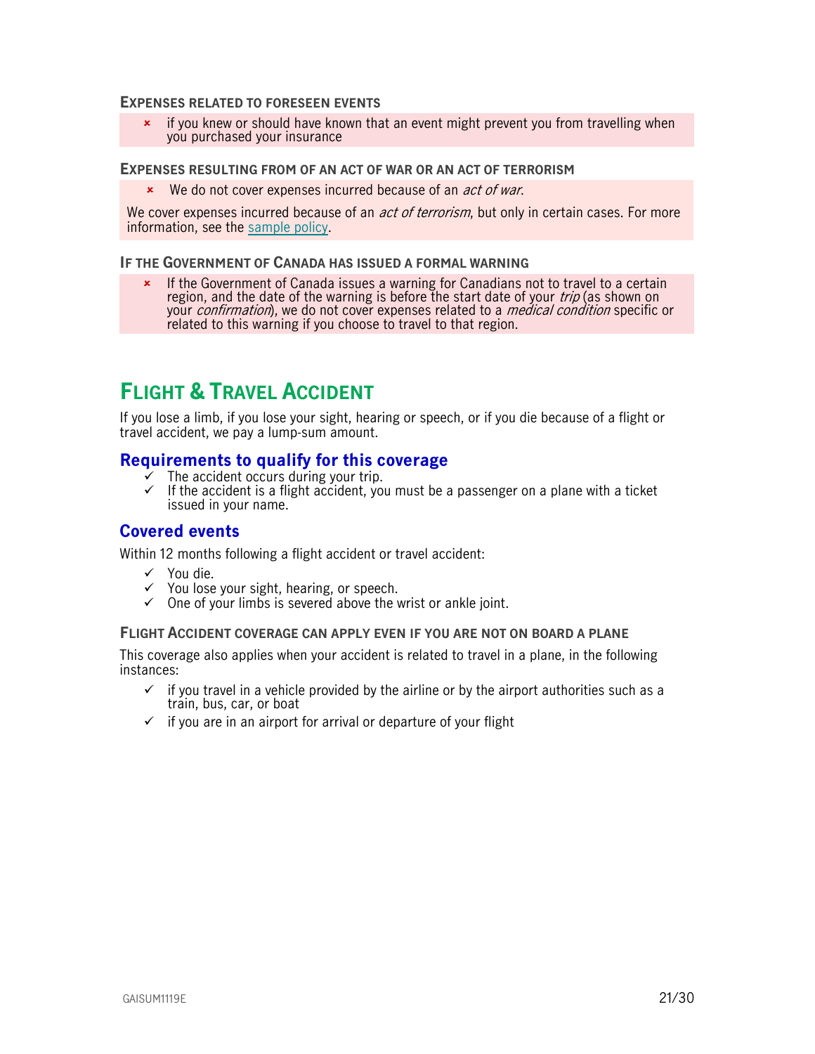#### Expenses related to foreseen events

- ✗ if you knew or should have known that an event might prevent you from travelling when you purchased your insurance

#### Expenses resulting from of an act of war or an act of terrorism

- ✗ We do not cover expenses incurred because of an *act of war*.

We cover expenses incurred because of an *act of terrorism*, but only in certain cases. For more information, see the sample policy.

#### If the Government of Canada has issued a formal warning

- ✗ If the Government of Canada issues a warning for Canadians not to travel to a certain region, and the date of the warning is before the start date of your *trip* (as shown on your *confirmation*), we do not cover expenses related to a *medical condition* specific or related to this warning if you choose to travel to that region.

# Flight & Travel Accident

If you lose a limb, if you lose your sight, hearing or speech, or if you die because of a flight or travel accident, we pay a lump-sum amount.

## Requirements to qualify for this coverage

- ✓ The accident occurs during your trip.
- ✓ If the accident is a flight accident, you must be a passenger on a plane with a ticket issued in your name.

## Covered events

Within 12 months following a flight accident or travel accident:

- ✓ You die.
- ✓ You lose your sight, hearing, or speech.
- ✓ One of your limbs is severed above the wrist or ankle joint.

#### Flight Accident coverage can apply even if you are not on board a plane

This coverage also applies when your accident is related to travel in a plane, in the following instances:

- ✓ if you travel in a vehicle provided by the airline or by the airport authorities such as a train, bus, car, or boat
- ✓ if you are in an airport for arrival or departure of your flight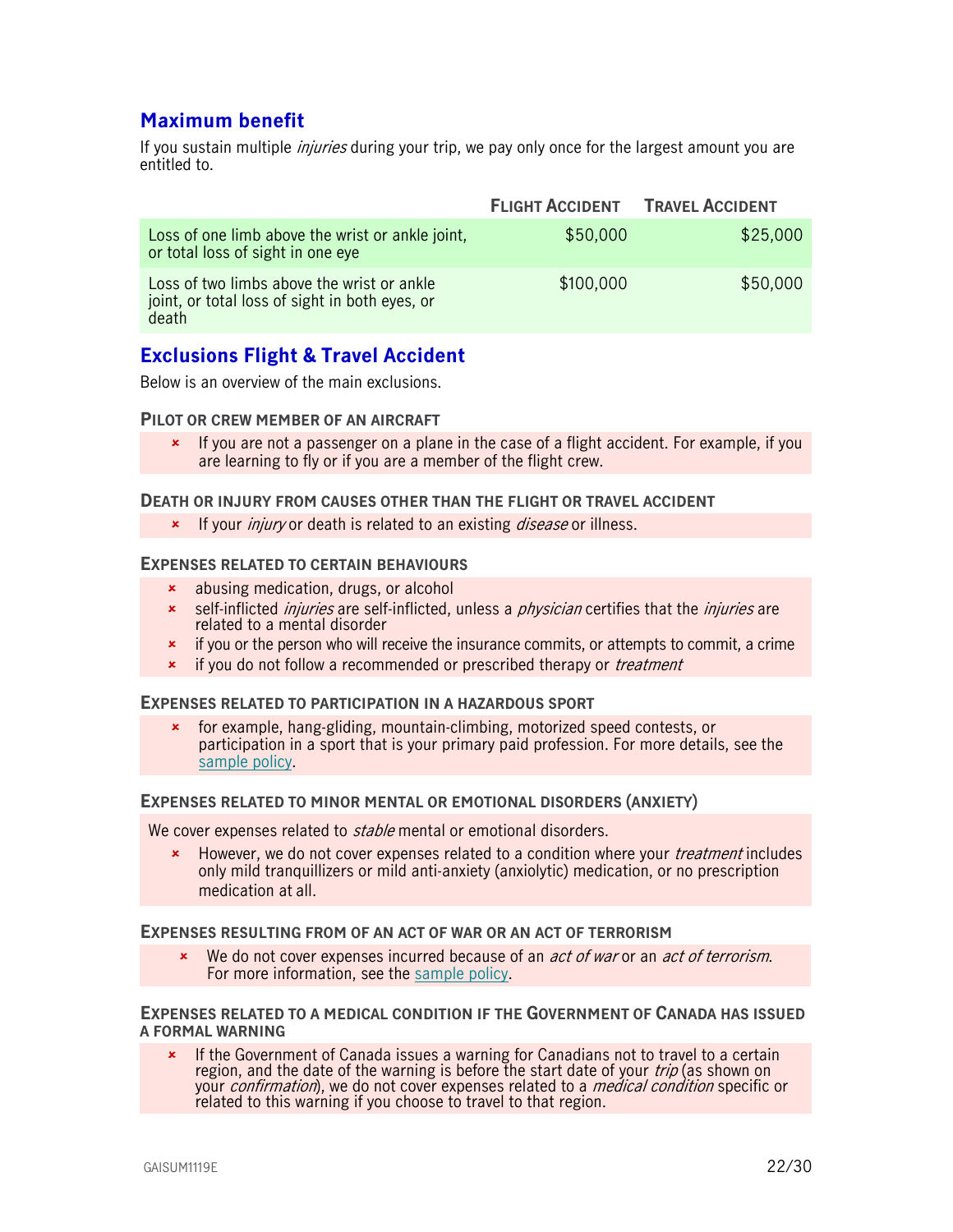## Maximum benefit

If you sustain multiple *injuries* during your trip, we pay only once for the largest amount you are entitled to.

| | Flight Accident | Travel Accident |
|---|---|---|
| Loss of one limb above the wrist or ankle joint, or total loss of sight in one eye | $50,000 | $25,000 |
| Loss of two limbs above the wrist or ankle joint, or total loss of sight in both eyes, or death | $100,000 | $50,000 |

## Exclusions Flight & Travel Accident

Below is an overview of the main exclusions.

#### Pilot or crew member of an aircraft

- If you are not a passenger on a plane in the case of a flight accident. For example, if you are learning to fly or if you are a member of the flight crew.

#### Death or injury from causes other than the flight or travel accident

- If your *injury* or death is related to an existing *disease* or illness.

#### Expenses related to certain behaviours

- abusing medication, drugs, or alcohol
- self-inflicted *injuries* are self-inflicted, unless a *physician* certifies that the *injuries* are related to a mental disorder
- if you or the person who will receive the insurance commits, or attempts to commit, a crime
- if you do not follow a recommended or prescribed therapy or *treatment*

#### Expenses related to participation in a hazardous sport

- for example, hang-gliding, mountain-climbing, motorized speed contests, or participation in a sport that is your primary paid profession. For more details, see the sample policy.

#### Expenses related to minor mental or emotional disorders (anxiety)

We cover expenses related to *stable* mental or emotional disorders.

- However, we do not cover expenses related to a condition where your *treatment* includes only mild tranquillizers or mild anti-anxiety (anxiolytic) medication, or no prescription medication at all.

#### Expenses resulting from of an act of war or an act of terrorism

- We do not cover expenses incurred because of an *act of war* or an *act of terrorism*. For more information, see the sample policy.

#### Expenses related to a medical condition if the Government of Canada has issued a formal warning

- If the Government of Canada issues a warning for Canadians not to travel to a certain region, and the date of the warning is before the start date of your *trip* (as shown on your *confirmation*), we do not cover expenses related to a *medical condition* specific or related to this warning if you choose to travel to that region.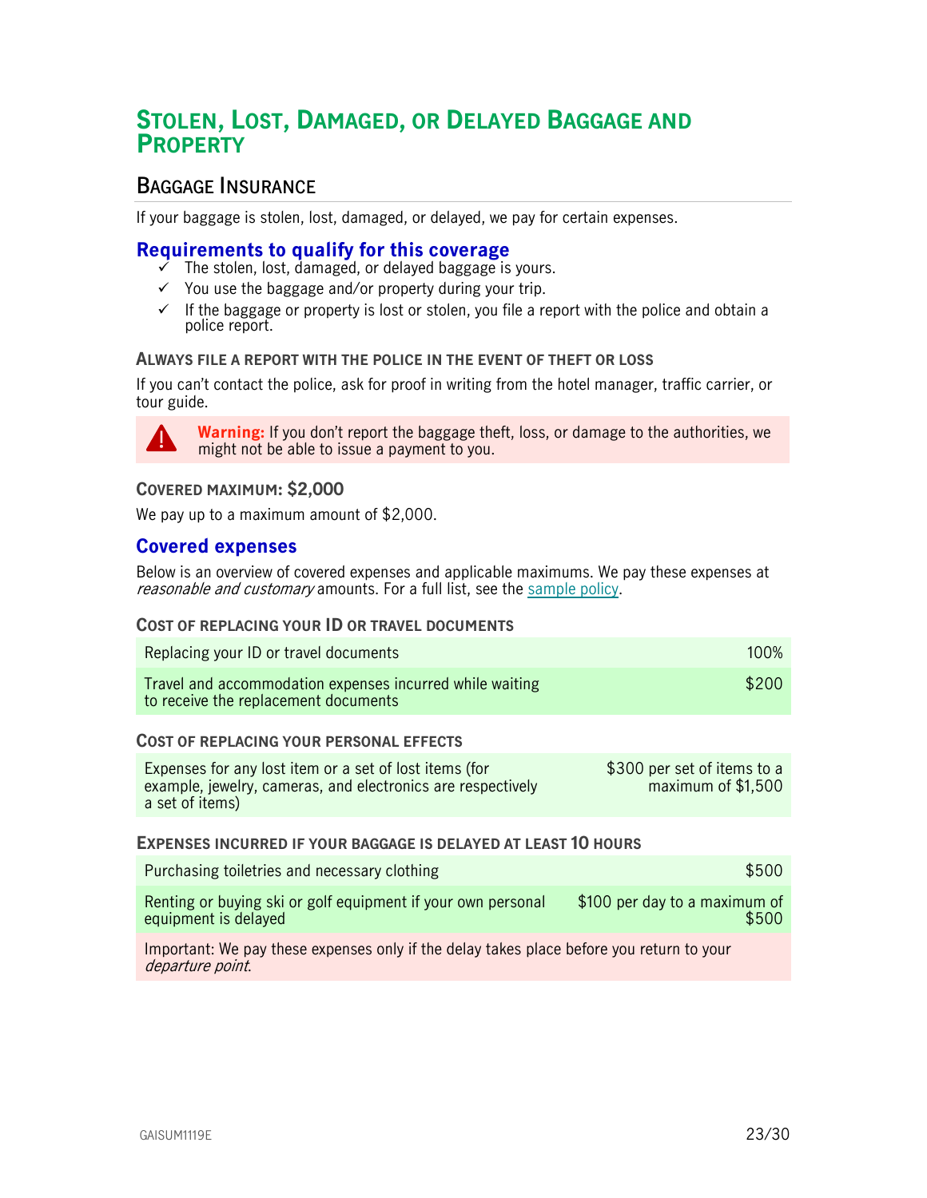# STOLEN, LOST, DAMAGED, OR DELAYED BAGGAGE AND PROPERTY

## BAGGAGE INSURANCE

If your baggage is stolen, lost, damaged, or delayed, we pay for certain expenses.

### Requirements to qualify for this coverage

- ✓ The stolen, lost, damaged, or delayed baggage is yours.
- ✓ You use the baggage and/or property during your trip.
- ✓ If the baggage or property is lost or stolen, you file a report with the police and obtain a police report.

#### ALWAYS FILE A REPORT WITH THE POLICE IN THE EVENT OF THEFT OR LOSS

If you can't contact the police, ask for proof in writing from the hotel manager, traffic carrier, or tour guide.

**Warning:** If you don't report the baggage theft, loss, or damage to the authorities, we might not be able to issue a payment to you.

#### COVERED MAXIMUM: $2,000

We pay up to a maximum amount of $2,000.

### Covered expenses

Below is an overview of covered expenses and applicable maximums. We pay these expenses at *reasonable and customary* amounts. For a full list, see the sample policy.

#### COST OF REPLACING YOUR ID OR TRAVEL DOCUMENTS

| Expense | Maximum |
|---|---|
| Replacing your ID or travel documents | 100% |
| Travel and accommodation expenses incurred while waiting to receive the replacement documents | $200 |

#### COST OF REPLACING YOUR PERSONAL EFFECTS

| Expense | Maximum |
|---|---|
| Expenses for any lost item or a set of lost items (for example, jewelry, cameras, and electronics are respectively a set of items) | $300 per set of items to a maximum of $1,500 |

#### EXPENSES INCURRED IF YOUR BAGGAGE IS DELAYED AT LEAST 10 HOURS

| Expense | Maximum |
|---|---|
| Purchasing toiletries and necessary clothing | $500 |
| Renting or buying ski or golf equipment if your own personal equipment is delayed | $100 per day to a maximum of $500 |

Important: We pay these expenses only if the delay takes place before you return to your *departure point*.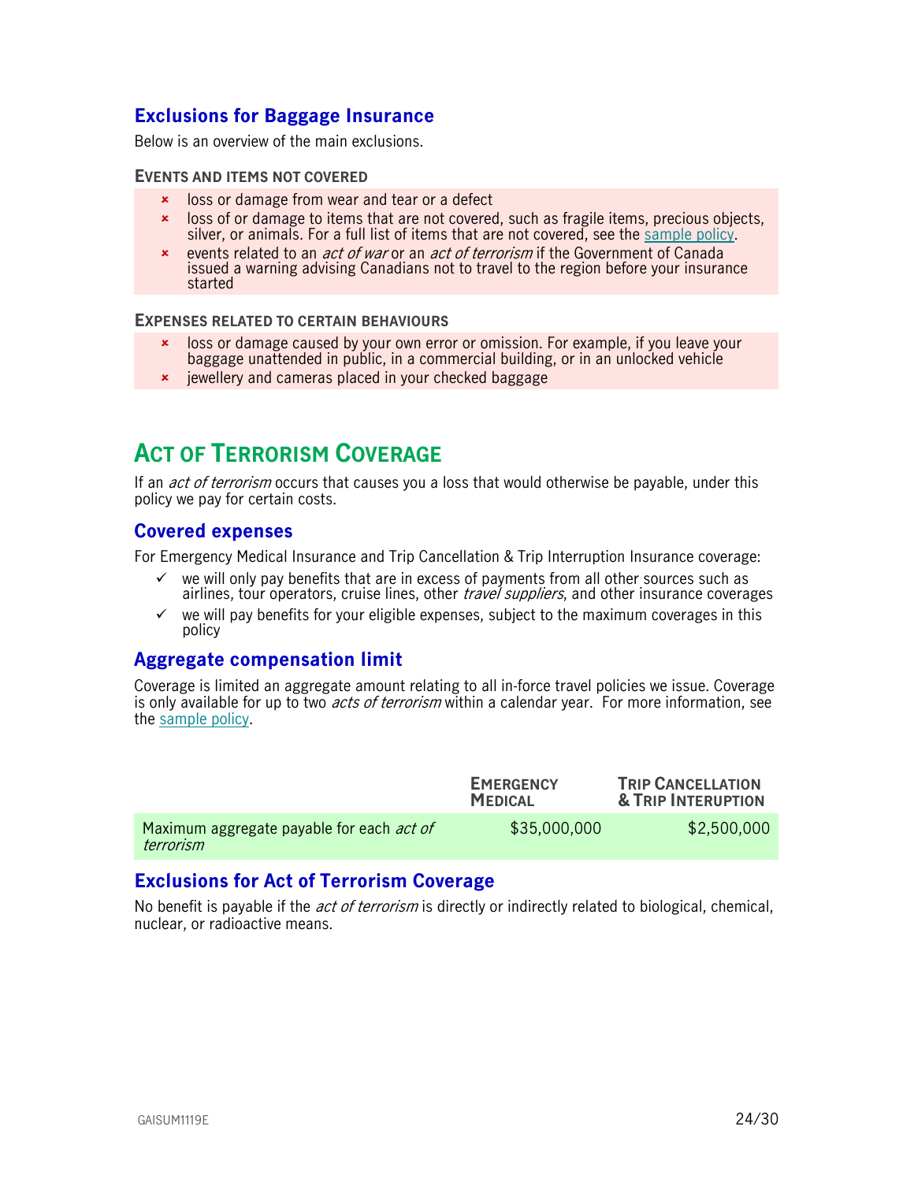### Exclusions for Baggage Insurance

Below is an overview of the main exclusions.

#### EVENTS AND ITEMS NOT COVERED

- loss or damage from wear and tear or a defect
- loss of or damage to items that are not covered, such as fragile items, precious objects, silver, or animals. For a full list of items that are not covered, see the sample policy.
- events related to an *act of war* or an *act of terrorism* if the Government of Canada issued a warning advising Canadians not to travel to the region before your insurance started

#### EXPENSES RELATED TO CERTAIN BEHAVIOURS

- loss or damage caused by your own error or omission. For example, if you leave your baggage unattended in public, in a commercial building, or in an unlocked vehicle
- jewellery and cameras placed in your checked baggage

## ACT OF TERRORISM COVERAGE

If an *act of terrorism* occurs that causes you a loss that would otherwise be payable, under this policy we pay for certain costs.

### Covered expenses

For Emergency Medical Insurance and Trip Cancellation & Trip Interruption Insurance coverage:

- ✓ we will only pay benefits that are in excess of payments from all other sources such as airlines, tour operators, cruise lines, other *travel suppliers*, and other insurance coverages
- ✓ we will pay benefits for your eligible expenses, subject to the maximum coverages in this policy

### Aggregate compensation limit

Coverage is limited an aggregate amount relating to all in-force travel policies we issue. Coverage is only available for up to two *acts of terrorism* within a calendar year. For more information, see the sample policy.

| | EMERGENCY MEDICAL | TRIP CANCELLATION & TRIP INTERUPTION |
|---|---|---|
| Maximum aggregate payable for each *act of terrorism* | $35,000,000 | $2,500,000 |

### Exclusions for Act of Terrorism Coverage

No benefit is payable if the *act of terrorism* is directly or indirectly related to biological, chemical, nuclear, or radioactive means.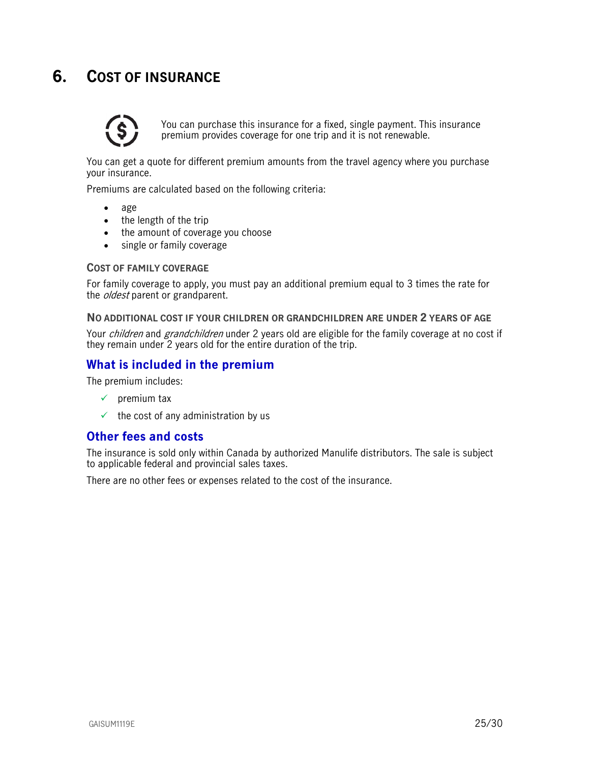# 6. COST OF INSURANCE

You can purchase this insurance for a fixed, single payment. This insurance premium provides coverage for one trip and it is not renewable.

You can get a quote for different premium amounts from the travel agency where you purchase your insurance.

Premiums are calculated based on the following criteria:

- age
- the length of the trip
- the amount of coverage you choose
- single or family coverage

### COST OF FAMILY COVERAGE

For family coverage to apply, you must pay an additional premium equal to 3 times the rate for the *oldest* parent or grandparent.

### NO ADDITIONAL COST IF YOUR CHILDREN OR GRANDCHILDREN ARE UNDER 2 YEARS OF AGE

Your *children* and *grandchildren* under 2 years old are eligible for the family coverage at no cost if they remain under 2 years old for the entire duration of the trip.

## What is included in the premium

The premium includes:

- ✓ premium tax
- ✓ the cost of any administration by us

## Other fees and costs

The insurance is sold only within Canada by authorized Manulife distributors. The sale is subject to applicable federal and provincial sales taxes.

There are no other fees or expenses related to the cost of the insurance.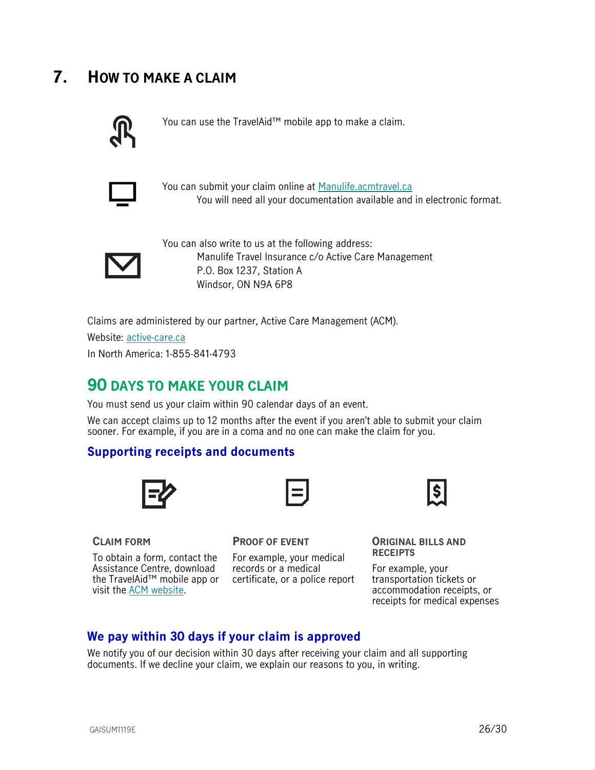# 7. HOW TO MAKE A CLAIM

You can use the TravelAid™ mobile app to make a claim.

You can submit your claim online at Manulife.acmtravel.ca
You will need all your documentation available and in electronic format.

You can also write to us at the following address:
Manulife Travel Insurance c/o Active Care Management
P.O. Box 1237, Station A
Windsor, ON N9A 6P8

Claims are administered by our partner, Active Care Management (ACM).

Website: active-care.ca

In North America: 1-855-841-4793

## 90 DAYS TO MAKE YOUR CLAIM

You must send us your claim within 90 calendar days of an event.

We can accept claims up to 12 months after the event if you aren't able to submit your claim sooner. For example, if you are in a coma and no one can make the claim for you.

### Supporting receipts and documents

**CLAIM FORM**

To obtain a form, contact the Assistance Centre, download the TravelAid™ mobile app or visit the ACM website.

**PROOF OF EVENT**

For example, your medical records or a medical certificate, or a police report

**ORIGINAL BILLS AND RECEIPTS**

For example, your transportation tickets or accommodation receipts, or receipts for medical expenses

### We pay within 30 days if your claim is approved

We notify you of our decision within 30 days after receiving your claim and all supporting documents. If we decline your claim, we explain our reasons to you, in writing.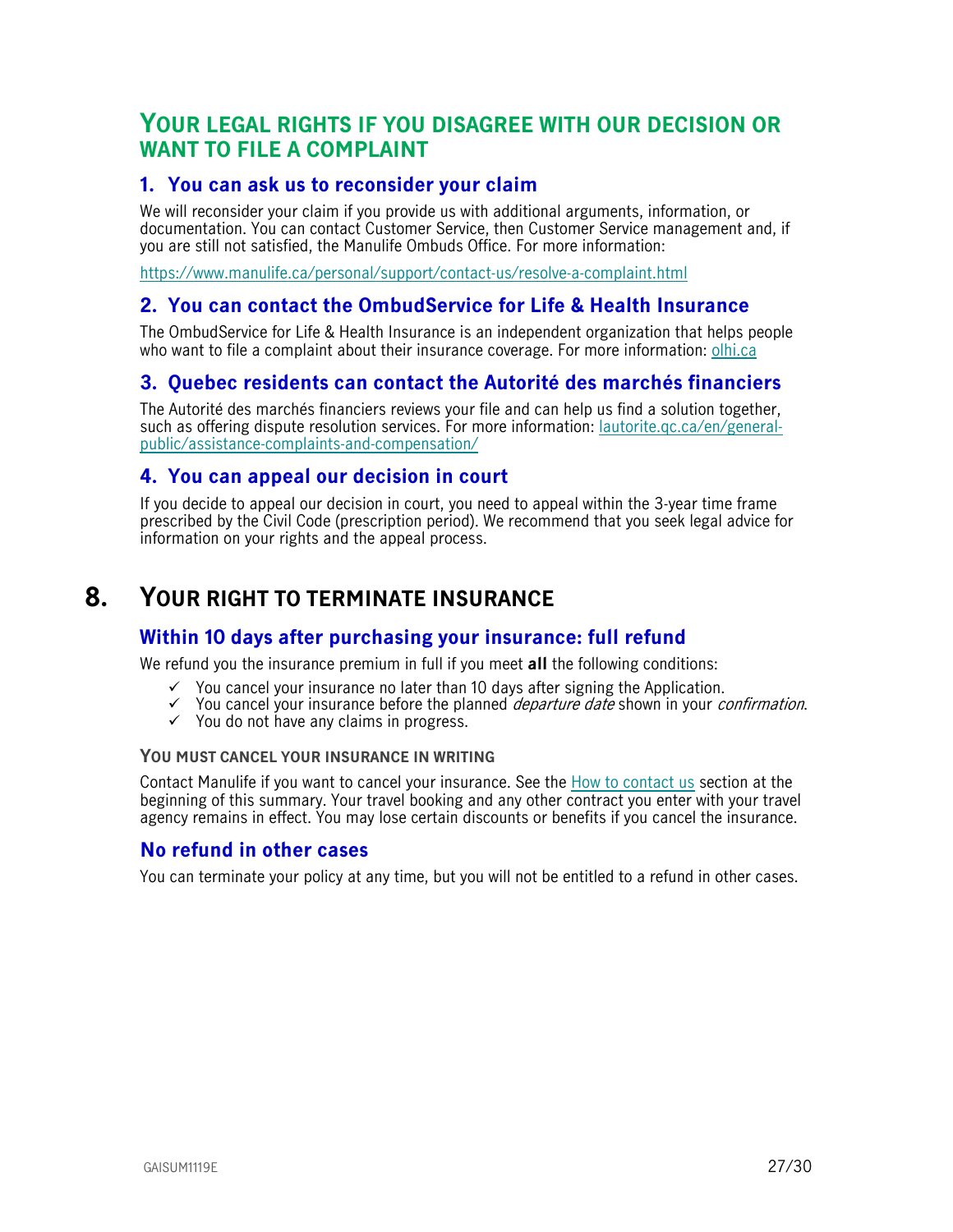## YOUR LEGAL RIGHTS IF YOU DISAGREE WITH OUR DECISION OR WANT TO FILE A COMPLAINT

### 1. You can ask us to reconsider your claim

We will reconsider your claim if you provide us with additional arguments, information, or documentation. You can contact Customer Service, then Customer Service management and, if you are still not satisfied, the Manulife Ombuds Office. For more information:

https://www.manulife.ca/personal/support/contact-us/resolve-a-complaint.html

### 2. You can contact the OmbudService for Life & Health Insurance

The OmbudService for Life & Health Insurance is an independent organization that helps people who want to file a complaint about their insurance coverage. For more information: olhi.ca

### 3. Quebec residents can contact the Autorité des marchés financiers

The Autorité des marchés financiers reviews your file and can help us find a solution together, such as offering dispute resolution services. For more information: lautorite.qc.ca/en/general-public/assistance-complaints-and-compensation/

### 4. You can appeal our decision in court

If you decide to appeal our decision in court, you need to appeal within the 3-year time frame prescribed by the Civil Code (prescription period). We recommend that you seek legal advice for information on your rights and the appeal process.

# 8. YOUR RIGHT TO TERMINATE INSURANCE

### Within 10 days after purchasing your insurance: full refund

We refund you the insurance premium in full if you meet **all** the following conditions:

- ✓ You cancel your insurance no later than 10 days after signing the Application.
- ✓ You cancel your insurance before the planned *departure date* shown in your *confirmation*.
- ✓ You do not have any claims in progress.

#### YOU MUST CANCEL YOUR INSURANCE IN WRITING

Contact Manulife if you want to cancel your insurance. See the How to contact us section at the beginning of this summary. Your travel booking and any other contract you enter with your travel agency remains in effect. You may lose certain discounts or benefits if you cancel the insurance.

### No refund in other cases

You can terminate your policy at any time, but you will not be entitled to a refund in other cases.

GAISUM1119E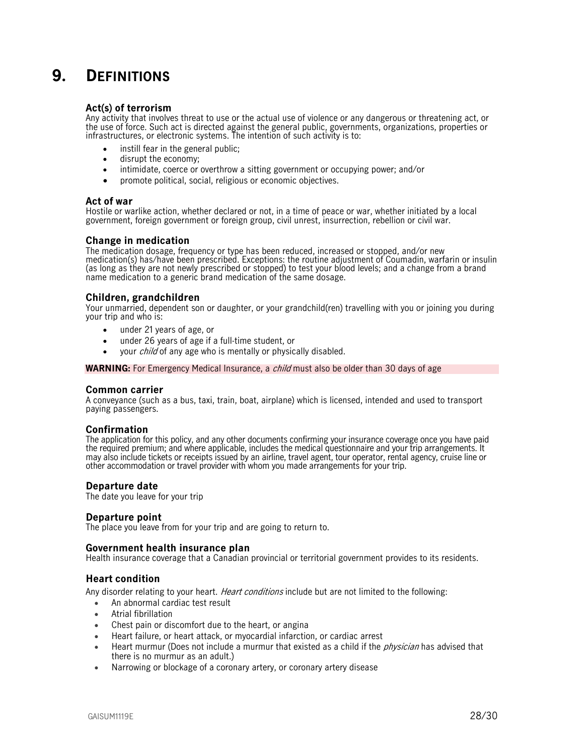# 9. DEFINITIONS

### Act(s) of terrorism

Any activity that involves threat to use or the actual use of violence or any dangerous or threatening act, or the use of force. Such act is directed against the general public, governments, organizations, properties or infrastructures, or electronic systems. The intention of such activity is to:

- instill fear in the general public;
- disrupt the economy;
- intimidate, coerce or overthrow a sitting government or occupying power; and/or
- promote political, social, religious or economic objectives.

### Act of war

Hostile or warlike action, whether declared or not, in a time of peace or war, whether initiated by a local government, foreign government or foreign group, civil unrest, insurrection, rebellion or civil war.

### Change in medication

The medication dosage, frequency or type has been reduced, increased or stopped, and/or new medication(s) has/have been prescribed. Exceptions: the routine adjustment of Coumadin, warfarin or insulin (as long as they are not newly prescribed or stopped) to test your blood levels; and a change from a brand name medication to a generic brand medication of the same dosage.

### Children, grandchildren

Your unmarried, dependent son or daughter, or your grandchild(ren) travelling with you or joining you during your trip and who is:

- under 21 years of age, or
- under 26 years of age if a full-time student, or
- your *child* of any age who is mentally or physically disabled.

**WARNING:** For Emergency Medical Insurance, a *child* must also be older than 30 days of age

### Common carrier

A conveyance (such as a bus, taxi, train, boat, airplane) which is licensed, intended and used to transport paying passengers.

### Confirmation

The application for this policy, and any other documents confirming your insurance coverage once you have paid the required premium; and where applicable, includes the medical questionnaire and your trip arrangements. It may also include tickets or receipts issued by an airline, travel agent, tour operator, rental agency, cruise line or other accommodation or travel provider with whom you made arrangements for your trip.

### Departure date

The date you leave for your trip

### Departure point

The place you leave from for your trip and are going to return to.

### Government health insurance plan

Health insurance coverage that a Canadian provincial or territorial government provides to its residents.

### Heart condition

Any disorder relating to your heart. *Heart conditions* include but are not limited to the following:

- An abnormal cardiac test result
- Atrial fibrillation
- Chest pain or discomfort due to the heart, or angina
- Heart failure, or heart attack, or myocardial infarction, or cardiac arrest
- Heart murmur (Does not include a murmur that existed as a child if the *physician* has advised that there is no murmur as an adult.)
- Narrowing or blockage of a coronary artery, or coronary artery disease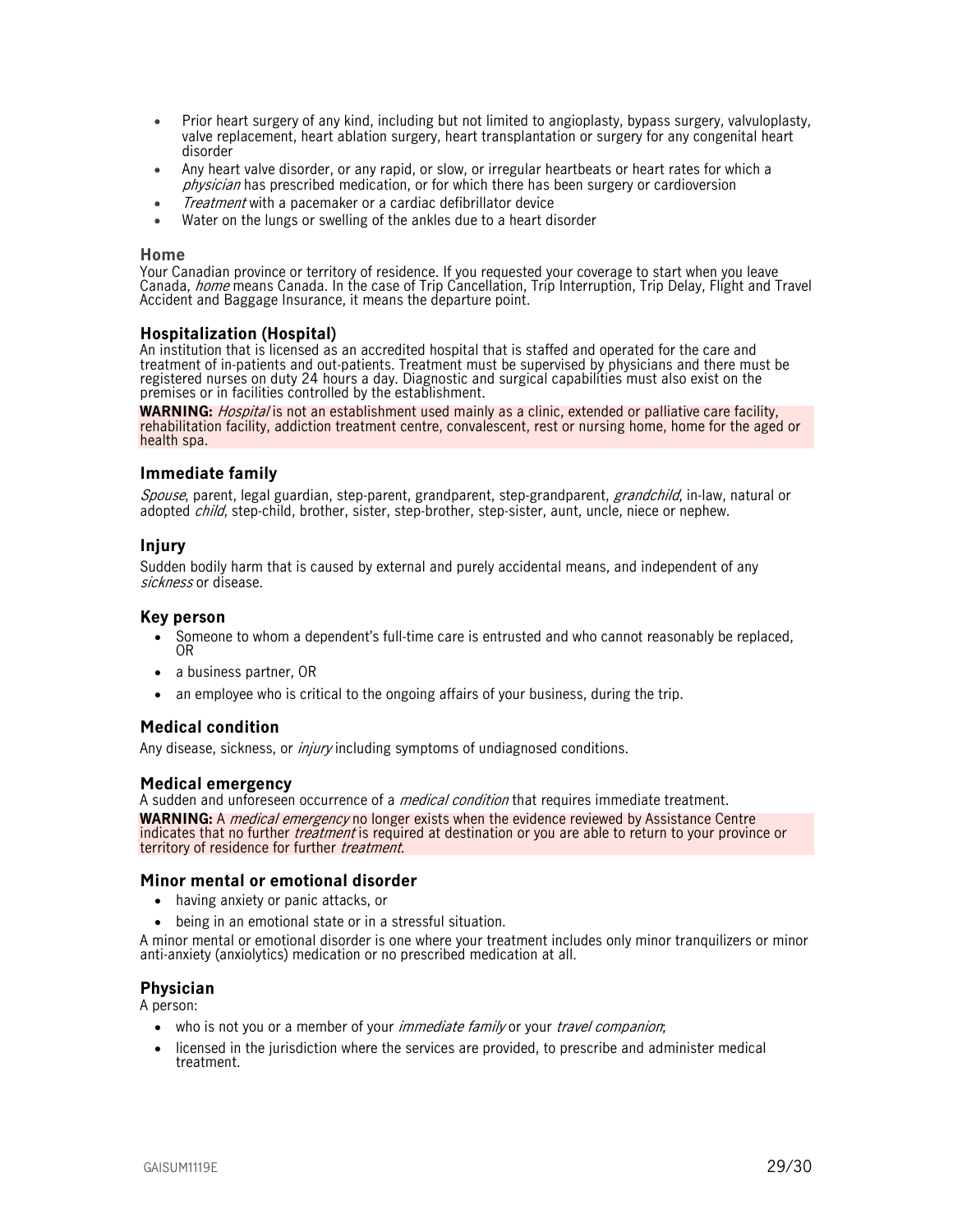- Prior heart surgery of any kind, including but not limited to angioplasty, bypass surgery, valvuloplasty, valve replacement, heart ablation surgery, heart transplantation or surgery for any congenital heart disorder
- Any heart valve disorder, or any rapid, or slow, or irregular heartbeats or heart rates for which a *physician* has prescribed medication, or for which there has been surgery or cardioversion
- *Treatment* with a pacemaker or a cardiac defibrillator device
- Water on the lungs or swelling of the ankles due to a heart disorder

### Home

Your Canadian province or territory of residence. If you requested your coverage to start when you leave Canada, *home* means Canada. In the case of Trip Cancellation, Trip Interruption, Trip Delay, Flight and Travel Accident and Baggage Insurance, it means the departure point.

### Hospitalization (Hospital)

An institution that is licensed as an accredited hospital that is staffed and operated for the care and treatment of in-patients and out-patients. Treatment must be supervised by physicians and there must be registered nurses on duty 24 hours a day. Diagnostic and surgical capabilities must also exist on the premises or in facilities controlled by the establishment.

**WARNING:** *Hospital* is not an establishment used mainly as a clinic, extended or palliative care facility, rehabilitation facility, addiction treatment centre, convalescent, rest or nursing home, home for the aged or health spa.

### Immediate family

*Spouse*, parent, legal guardian, step-parent, grandparent, step-grandparent, *grandchild*, in-law, natural or adopted *child*, step-child, brother, sister, step-brother, step-sister, aunt, uncle, niece or nephew.

### Injury

Sudden bodily harm that is caused by external and purely accidental means, and independent of any *sickness* or disease.

### Key person

- Someone to whom a dependent's full-time care is entrusted and who cannot reasonably be replaced, OR
- a business partner, OR
- an employee who is critical to the ongoing affairs of your business, during the trip.

### Medical condition

Any disease, sickness, or *injury* including symptoms of undiagnosed conditions.

### Medical emergency

A sudden and unforeseen occurrence of a *medical condition* that requires immediate treatment.

**WARNING:** A *medical emergency* no longer exists when the evidence reviewed by Assistance Centre indicates that no further *treatment* is required at destination or you are able to return to your province or territory of residence for further *treatment*.

### Minor mental or emotional disorder

- having anxiety or panic attacks, or
- being in an emotional state or in a stressful situation.

A minor mental or emotional disorder is one where your treatment includes only minor tranquilizers or minor anti-anxiety (anxiolytics) medication or no prescribed medication at all.

### Physician

A person:

- who is not you or a member of your *immediate family* or your *travel companion*;
- licensed in the jurisdiction where the services are provided, to prescribe and administer medical treatment.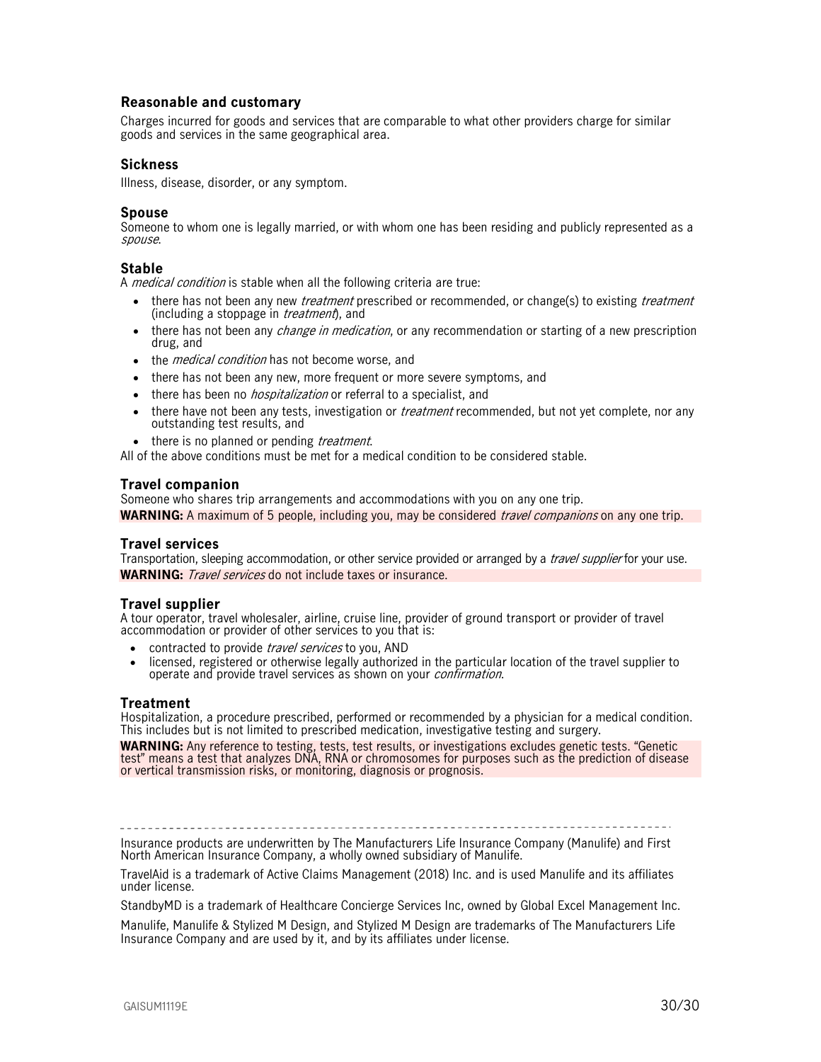### Reasonable and customary

Charges incurred for goods and services that are comparable to what other providers charge for similar goods and services in the same geographical area.

### Sickness

Illness, disease, disorder, or any symptom.

### Spouse

Someone to whom one is legally married, or with whom one has been residing and publicly represented as a *spouse*.

### Stable

A *medical condition* is stable when all the following criteria are true:

- there has not been any new *treatment* prescribed or recommended, or change(s) to existing *treatment* (including a stoppage in *treatment*), and
- there has not been any *change in medication*, or any recommendation or starting of a new prescription drug, and
- the *medical condition* has not become worse, and
- there has not been any new, more frequent or more severe symptoms, and
- there has been no *hospitalization* or referral to a specialist, and
- there have not been any tests, investigation or *treatment* recommended, but not yet complete, nor any outstanding test results, and
- there is no planned or pending *treatment*.

All of the above conditions must be met for a medical condition to be considered stable.

### Travel companion

Someone who shares trip arrangements and accommodations with you on any one trip.

**WARNING:** A maximum of 5 people, including you, may be considered *travel companions* on any one trip.

### Travel services

Transportation, sleeping accommodation, or other service provided or arranged by a *travel supplier* for your use.

**WARNING:** *Travel services* do not include taxes or insurance.

### Travel supplier

A tour operator, travel wholesaler, airline, cruise line, provider of ground transport or provider of travel accommodation or provider of other services to you that is:

- contracted to provide *travel services* to you, AND
- licensed, registered or otherwise legally authorized in the particular location of the travel supplier to operate and provide travel services as shown on your *confirmation*.

### Treatment

Hospitalization, a procedure prescribed, performed or recommended by a physician for a medical condition. This includes but is not limited to prescribed medication, investigative testing and surgery.

**WARNING:** Any reference to testing, tests, test results, or investigations excludes genetic tests. "Genetic test" means a test that analyzes DNA, RNA or chromosomes for purposes such as the prediction of disease or vertical transmission risks, or monitoring, diagnosis or prognosis.

---

Insurance products are underwritten by The Manufacturers Life Insurance Company (Manulife) and First North American Insurance Company, a wholly owned subsidiary of Manulife.

TravelAid is a trademark of Active Claims Management (2018) Inc. and is used Manulife and its affiliates under license.

StandbyMD is a trademark of Healthcare Concierge Services Inc, owned by Global Excel Management Inc.

Manulife, Manulife & Stylized M Design, and Stylized M Design are trademarks of The Manufacturers Life Insurance Company and are used by it, and by its affiliates under license.

GAISUM1119E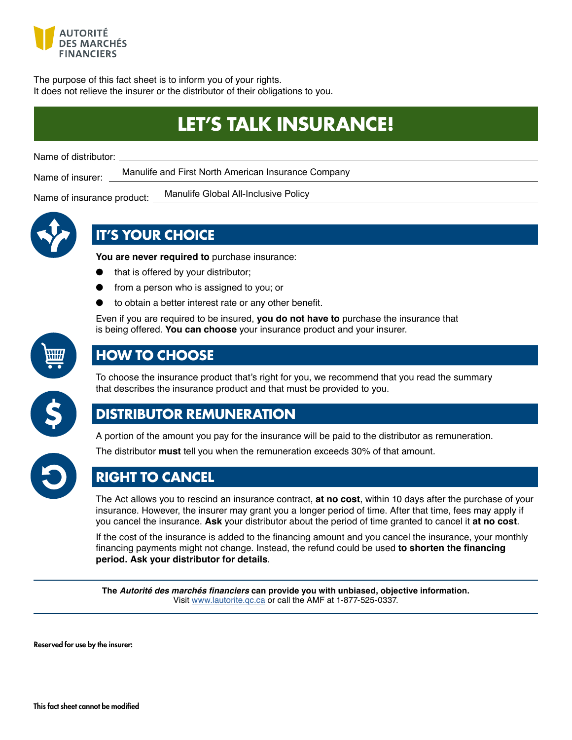AUTORITÉ DES MARCHÉS FINANCIERS

The purpose of this fact sheet is to inform you of your rights.
It does not relieve the insurer or the distributor of their obligations to you.

# LET'S TALK INSURANCE!

Name of distributor: \_\_\_\_\_\_\_\_\_\_\_\_\_\_\_\_\_\_\_\_

Name of insurer: Manulife and First North American Insurance Company

Name of insurance product: Manulife Global All-Inclusive Policy

## IT'S YOUR CHOICE

**You are never required to** purchase insurance:

- that is offered by your distributor;
- from a person who is assigned to you; or
- to obtain a better interest rate or any other benefit.

Even if you are required to be insured, **you do not have to** purchase the insurance that is being offered. **You can choose** your insurance product and your insurer.

## HOW TO CHOOSE

To choose the insurance product that's right for you, we recommend that you read the summary that describes the insurance product and that must be provided to you.

## DISTRIBUTOR REMUNERATION

A portion of the amount you pay for the insurance will be paid to the distributor as remuneration.

The distributor **must** tell you when the remuneration exceeds 30% of that amount.

## RIGHT TO CANCEL

The Act allows you to rescind an insurance contract, **at no cost**, within 10 days after the purchase of your insurance. However, the insurer may grant you a longer period of time. After that time, fees may apply if you cancel the insurance. **Ask** your distributor about the period of time granted to cancel it **at no cost**.

If the cost of the insurance is added to the financing amount and you cancel the insurance, your monthly financing payments might not change. Instead, the refund could be used **to shorten the financing period. Ask your distributor for details**.

---

**The *Autorité des marchés financiers* can provide you with unbiased, objective information.**
Visit www.lautorite.qc.ca or call the AMF at 1-877-525-0337.

---

**Reserved for use by the insurer:**

**This fact sheet cannot be modified**